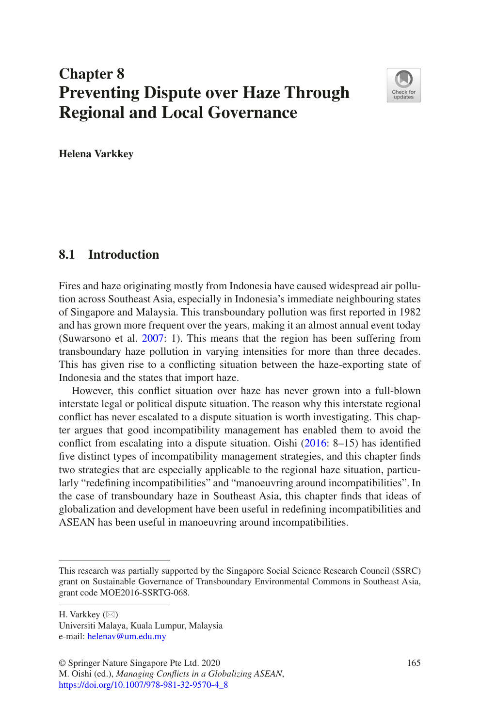# Chapter 8
# Preventing Dispute over Haze Through Regional and Local Governance

**Helena Varkkey**

## 8.1 Introduction

Fires and haze originating mostly from Indonesia have caused widespread air pollution across Southeast Asia, especially in Indonesia's immediate neighbouring states of Singapore and Malaysia. This transboundary pollution was first reported in 1982 and has grown more frequent over the years, making it an almost annual event today (Suwarsono et al. 2007: 1). This means that the region has been suffering from transboundary haze pollution in varying intensities for more than three decades. This has given rise to a conflicting situation between the haze-exporting state of Indonesia and the states that import haze.

However, this conflict situation over haze has never grown into a full-blown interstate legal or political dispute situation. The reason why this interstate regional conflict has never escalated to a dispute situation is worth investigating. This chapter argues that good incompatibility management has enabled them to avoid the conflict from escalating into a dispute situation. Oishi (2016: 8–15) has identified five distinct types of incompatibility management strategies, and this chapter finds two strategies that are especially applicable to the regional haze situation, particularly "redefining incompatibilities" and "manoeuvring around incompatibilities". In the case of transboundary haze in Southeast Asia, this chapter finds that ideas of globalization and development have been useful in redefining incompatibilities and ASEAN has been useful in manoeuvring around incompatibilities.

---

This research was partially supported by the Singapore Social Science Research Council (SSRC) grant on Sustainable Governance of Transboundary Environmental Commons in Southeast Asia, grant code MOE2016-SSRTG-068.

H. Varkkey (✉)
Universiti Malaya, Kuala Lumpur, Malaysia
e-mail: helenav@um.edu.my

© Springer Nature Singapore Pte Ltd. 2020
M. Oishi (ed.), *Managing Conflicts in a Globalizing ASEAN*,
https://doi.org/10.1007/978-981-32-9570-4_8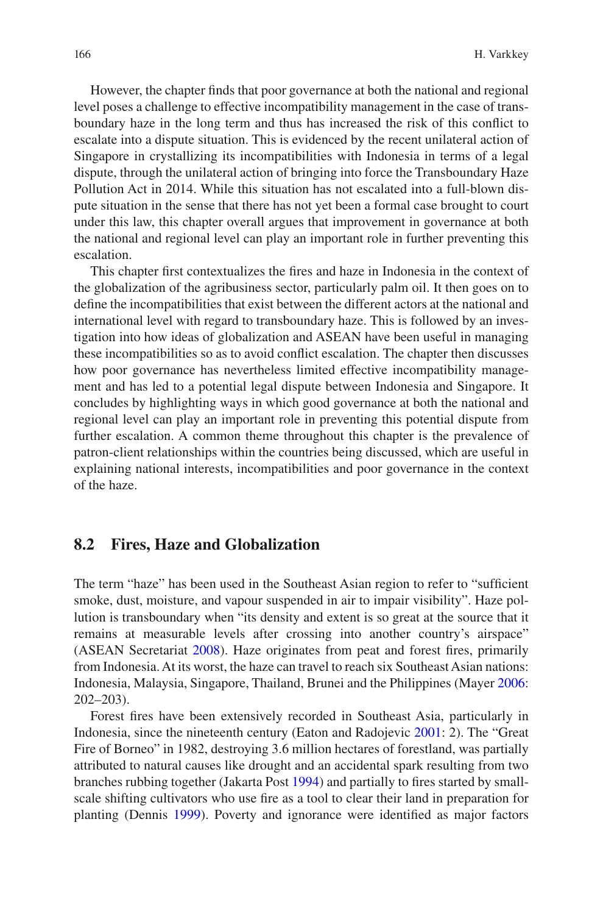However, the chapter finds that poor governance at both the national and regional level poses a challenge to effective incompatibility management in the case of transboundary haze in the long term and thus has increased the risk of this conflict to escalate into a dispute situation. This is evidenced by the recent unilateral action of Singapore in crystallizing its incompatibilities with Indonesia in terms of a legal dispute, through the unilateral action of bringing into force the Transboundary Haze Pollution Act in 2014. While this situation has not escalated into a full-blown dispute situation in the sense that there has not yet been a formal case brought to court under this law, this chapter overall argues that improvement in governance at both the national and regional level can play an important role in further preventing this escalation.

This chapter first contextualizes the fires and haze in Indonesia in the context of the globalization of the agribusiness sector, particularly palm oil. It then goes on to define the incompatibilities that exist between the different actors at the national and international level with regard to transboundary haze. This is followed by an investigation into how ideas of globalization and ASEAN have been useful in managing these incompatibilities so as to avoid conflict escalation. The chapter then discusses how poor governance has nevertheless limited effective incompatibility management and has led to a potential legal dispute between Indonesia and Singapore. It concludes by highlighting ways in which good governance at both the national and regional level can play an important role in preventing this potential dispute from further escalation. A common theme throughout this chapter is the prevalence of patron-client relationships within the countries being discussed, which are useful in explaining national interests, incompatibilities and poor governance in the context of the haze.

## 8.2 Fires, Haze and Globalization

The term "haze" has been used in the Southeast Asian region to refer to "sufficient smoke, dust, moisture, and vapour suspended in air to impair visibility". Haze pollution is transboundary when "its density and extent is so great at the source that it remains at measurable levels after crossing into another country's airspace" (ASEAN Secretariat 2008). Haze originates from peat and forest fires, primarily from Indonesia. At its worst, the haze can travel to reach six Southeast Asian nations: Indonesia, Malaysia, Singapore, Thailand, Brunei and the Philippines (Mayer 2006: 202–203).

Forest fires have been extensively recorded in Southeast Asia, particularly in Indonesia, since the nineteenth century (Eaton and Radojevic 2001: 2). The "Great Fire of Borneo" in 1982, destroying 3.6 million hectares of forestland, was partially attributed to natural causes like drought and an accidental spark resulting from two branches rubbing together (Jakarta Post 1994) and partially to fires started by small-scale shifting cultivators who use fire as a tool to clear their land in preparation for planting (Dennis 1999). Poverty and ignorance were identified as major factors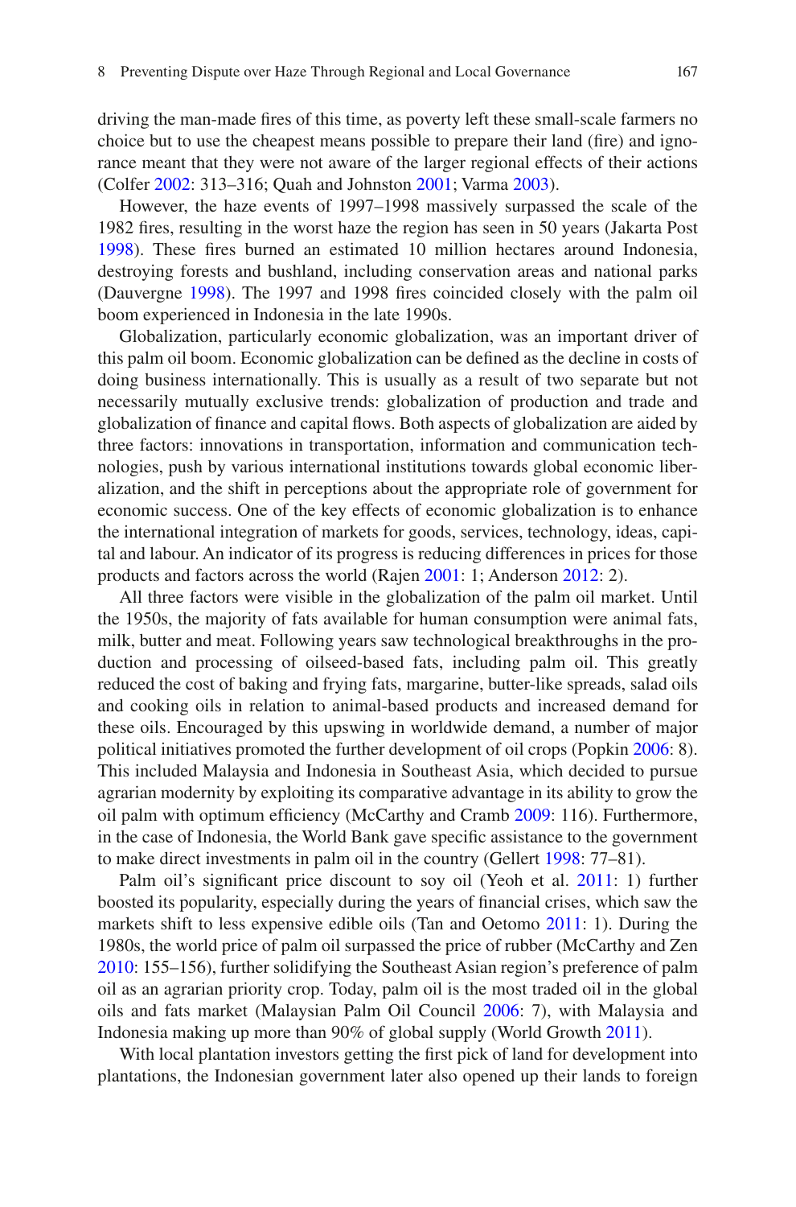driving the man-made fires of this time, as poverty left these small-scale farmers no choice but to use the cheapest means possible to prepare their land (fire) and ignorance meant that they were not aware of the larger regional effects of their actions (Colfer 2002: 313–316; Quah and Johnston 2001; Varma 2003).

However, the haze events of 1997–1998 massively surpassed the scale of the 1982 fires, resulting in the worst haze the region has seen in 50 years (Jakarta Post 1998). These fires burned an estimated 10 million hectares around Indonesia, destroying forests and bushland, including conservation areas and national parks (Dauvergne 1998). The 1997 and 1998 fires coincided closely with the palm oil boom experienced in Indonesia in the late 1990s.

Globalization, particularly economic globalization, was an important driver of this palm oil boom. Economic globalization can be defined as the decline in costs of doing business internationally. This is usually as a result of two separate but not necessarily mutually exclusive trends: globalization of production and trade and globalization of finance and capital flows. Both aspects of globalization are aided by three factors: innovations in transportation, information and communication technologies, push by various international institutions towards global economic liberalization, and the shift in perceptions about the appropriate role of government for economic success. One of the key effects of economic globalization is to enhance the international integration of markets for goods, services, technology, ideas, capital and labour. An indicator of its progress is reducing differences in prices for those products and factors across the world (Rajen 2001: 1; Anderson 2012: 2).

All three factors were visible in the globalization of the palm oil market. Until the 1950s, the majority of fats available for human consumption were animal fats, milk, butter and meat. Following years saw technological breakthroughs in the production and processing of oilseed-based fats, including palm oil. This greatly reduced the cost of baking and frying fats, margarine, butter-like spreads, salad oils and cooking oils in relation to animal-based products and increased demand for these oils. Encouraged by this upswing in worldwide demand, a number of major political initiatives promoted the further development of oil crops (Popkin 2006: 8). This included Malaysia and Indonesia in Southeast Asia, which decided to pursue agrarian modernity by exploiting its comparative advantage in its ability to grow the oil palm with optimum efficiency (McCarthy and Cramb 2009: 116). Furthermore, in the case of Indonesia, the World Bank gave specific assistance to the government to make direct investments in palm oil in the country (Gellert 1998: 77–81).

Palm oil's significant price discount to soy oil (Yeoh et al. 2011: 1) further boosted its popularity, especially during the years of financial crises, which saw the markets shift to less expensive edible oils (Tan and Oetomo 2011: 1). During the 1980s, the world price of palm oil surpassed the price of rubber (McCarthy and Zen 2010: 155–156), further solidifying the Southeast Asian region's preference of palm oil as an agrarian priority crop. Today, palm oil is the most traded oil in the global oils and fats market (Malaysian Palm Oil Council 2006: 7), with Malaysia and Indonesia making up more than 90% of global supply (World Growth 2011).

With local plantation investors getting the first pick of land for development into plantations, the Indonesian government later also opened up their lands to foreign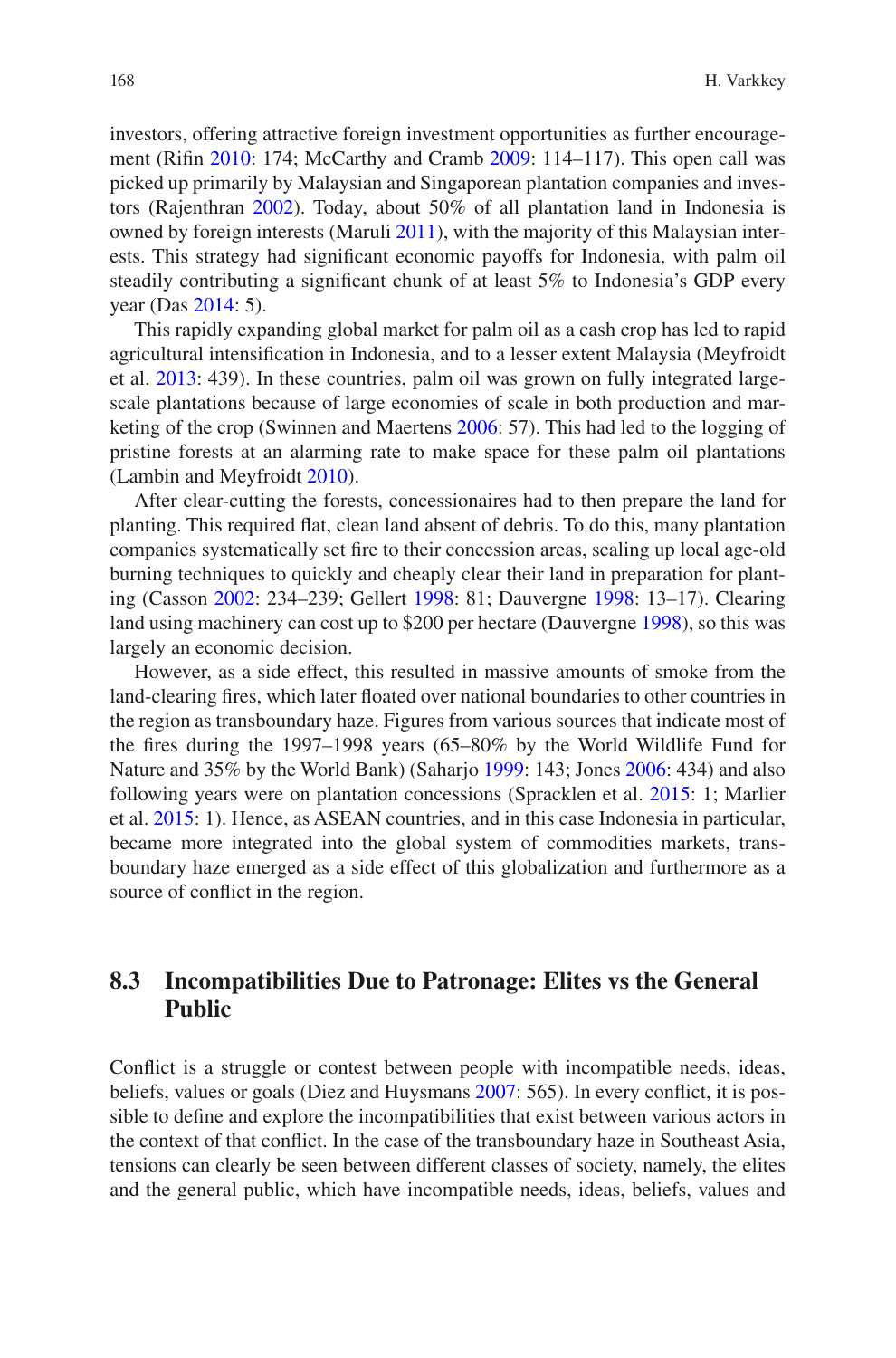investors, offering attractive foreign investment opportunities as further encouragement (Rifin 2010: 174; McCarthy and Cramb 2009: 114–117). This open call was picked up primarily by Malaysian and Singaporean plantation companies and investors (Rajenthran 2002). Today, about 50% of all plantation land in Indonesia is owned by foreign interests (Maruli 2011), with the majority of this Malaysian interests. This strategy had significant economic payoffs for Indonesia, with palm oil steadily contributing a significant chunk of at least 5% to Indonesia's GDP every year (Das 2014: 5).

This rapidly expanding global market for palm oil as a cash crop has led to rapid agricultural intensification in Indonesia, and to a lesser extent Malaysia (Meyfroidt et al. 2013: 439). In these countries, palm oil was grown on fully integrated large-scale plantations because of large economies of scale in both production and marketing of the crop (Swinnen and Maertens 2006: 57). This had led to the logging of pristine forests at an alarming rate to make space for these palm oil plantations (Lambin and Meyfroidt 2010).

After clear-cutting the forests, concessionaires had to then prepare the land for planting. This required flat, clean land absent of debris. To do this, many plantation companies systematically set fire to their concession areas, scaling up local age-old burning techniques to quickly and cheaply clear their land in preparation for planting (Casson 2002: 234–239; Gellert 1998: 81; Dauvergne 1998: 13–17). Clearing land using machinery can cost up to $200 per hectare (Dauvergne 1998), so this was largely an economic decision.

However, as a side effect, this resulted in massive amounts of smoke from the land-clearing fires, which later floated over national boundaries to other countries in the region as transboundary haze. Figures from various sources that indicate most of the fires during the 1997–1998 years (65–80% by the World Wildlife Fund for Nature and 35% by the World Bank) (Saharjo 1999: 143; Jones 2006: 434) and also following years were on plantation concessions (Spracklen et al. 2015: 1; Marlier et al. 2015: 1). Hence, as ASEAN countries, and in this case Indonesia in particular, became more integrated into the global system of commodities markets, transboundary haze emerged as a side effect of this globalization and furthermore as a source of conflict in the region.

## 8.3 Incompatibilities Due to Patronage: Elites vs the General Public

Conflict is a struggle or contest between people with incompatible needs, ideas, beliefs, values or goals (Diez and Huysmans 2007: 565). In every conflict, it is possible to define and explore the incompatibilities that exist between various actors in the context of that conflict. In the case of the transboundary haze in Southeast Asia, tensions can clearly be seen between different classes of society, namely, the elites and the general public, which have incompatible needs, ideas, beliefs, values and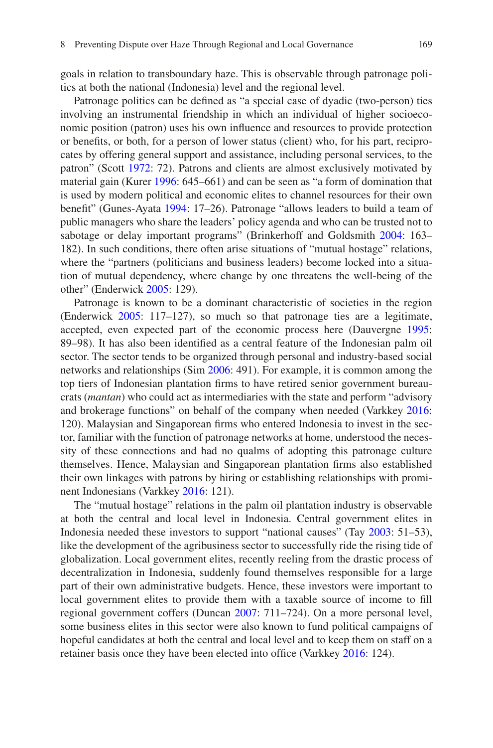goals in relation to transboundary haze. This is observable through patronage politics at both the national (Indonesia) level and the regional level.

Patronage politics can be defined as "a special case of dyadic (two-person) ties involving an instrumental friendship in which an individual of higher socioeconomic position (patron) uses his own influence and resources to provide protection or benefits, or both, for a person of lower status (client) who, for his part, reciprocates by offering general support and assistance, including personal services, to the patron" (Scott 1972: 72). Patrons and clients are almost exclusively motivated by material gain (Kurer 1996: 645–661) and can be seen as "a form of domination that is used by modern political and economic elites to channel resources for their own benefit" (Gunes-Ayata 1994: 17–26). Patronage "allows leaders to build a team of public managers who share the leaders' policy agenda and who can be trusted not to sabotage or delay important programs" (Brinkerhoff and Goldsmith 2004: 163–182). In such conditions, there often arise situations of "mutual hostage" relations, where the "partners (politicians and business leaders) become locked into a situation of mutual dependency, where change by one threatens the well-being of the other" (Enderwick 2005: 129).

Patronage is known to be a dominant characteristic of societies in the region (Enderwick 2005: 117–127), so much so that patronage ties are a legitimate, accepted, even expected part of the economic process here (Dauvergne 1995: 89–98). It has also been identified as a central feature of the Indonesian palm oil sector. The sector tends to be organized through personal and industry-based social networks and relationships (Sim 2006: 491). For example, it is common among the top tiers of Indonesian plantation firms to have retired senior government bureaucrats (*mantan*) who could act as intermediaries with the state and perform "advisory and brokerage functions" on behalf of the company when needed (Varkkey 2016: 120). Malaysian and Singaporean firms who entered Indonesia to invest in the sector, familiar with the function of patronage networks at home, understood the necessity of these connections and had no qualms of adopting this patronage culture themselves. Hence, Malaysian and Singaporean plantation firms also established their own linkages with patrons by hiring or establishing relationships with prominent Indonesians (Varkkey 2016: 121).

The "mutual hostage" relations in the palm oil plantation industry is observable at both the central and local level in Indonesia. Central government elites in Indonesia needed these investors to support "national causes" (Tay 2003: 51–53), like the development of the agribusiness sector to successfully ride the rising tide of globalization. Local government elites, recently reeling from the drastic process of decentralization in Indonesia, suddenly found themselves responsible for a large part of their own administrative budgets. Hence, these investors were important to local government elites to provide them with a taxable source of income to fill regional government coffers (Duncan 2007: 711–724). On a more personal level, some business elites in this sector were also known to fund political campaigns of hopeful candidates at both the central and local level and to keep them on staff on a retainer basis once they have been elected into office (Varkkey 2016: 124).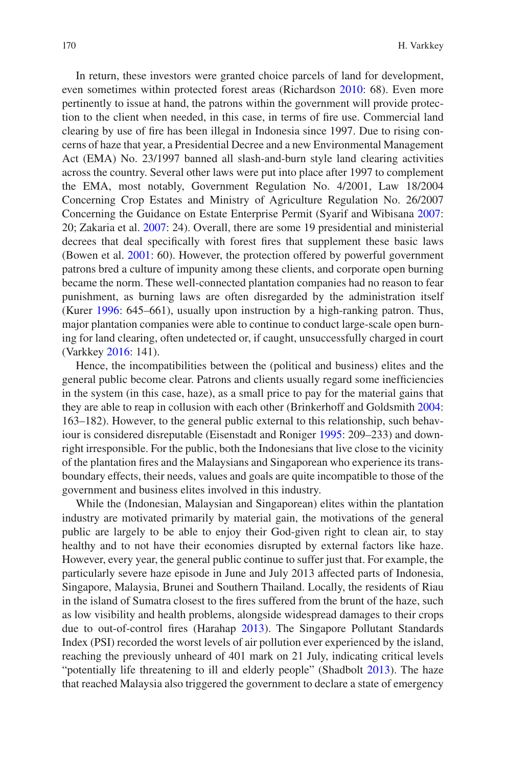In return, these investors were granted choice parcels of land for development, even sometimes within protected forest areas (Richardson 2010: 68). Even more pertinently to issue at hand, the patrons within the government will provide protection to the client when needed, in this case, in terms of fire use. Commercial land clearing by use of fire has been illegal in Indonesia since 1997. Due to rising concerns of haze that year, a Presidential Decree and a new Environmental Management Act (EMA) No. 23/1997 banned all slash-and-burn style land clearing activities across the country. Several other laws were put into place after 1997 to complement the EMA, most notably, Government Regulation No. 4/2001, Law 18/2004 Concerning Crop Estates and Ministry of Agriculture Regulation No. 26/2007 Concerning the Guidance on Estate Enterprise Permit (Syarif and Wibisana 2007: 20; Zakaria et al. 2007: 24). Overall, there are some 19 presidential and ministerial decrees that deal specifically with forest fires that supplement these basic laws (Bowen et al. 2001: 60). However, the protection offered by powerful government patrons bred a culture of impunity among these clients, and corporate open burning became the norm. These well-connected plantation companies had no reason to fear punishment, as burning laws are often disregarded by the administration itself (Kurer 1996: 645–661), usually upon instruction by a high-ranking patron. Thus, major plantation companies were able to continue to conduct large-scale open burning for land clearing, often undetected or, if caught, unsuccessfully charged in court (Varkkey 2016: 141).

Hence, the incompatibilities between the (political and business) elites and the general public become clear. Patrons and clients usually regard some inefficiencies in the system (in this case, haze), as a small price to pay for the material gains that they are able to reap in collusion with each other (Brinkerhoff and Goldsmith 2004: 163–182). However, to the general public external to this relationship, such behaviour is considered disreputable (Eisenstadt and Roniger 1995: 209–233) and downright irresponsible. For the public, both the Indonesians that live close to the vicinity of the plantation fires and the Malaysians and Singaporean who experience its transboundary effects, their needs, values and goals are quite incompatible to those of the government and business elites involved in this industry.

While the (Indonesian, Malaysian and Singaporean) elites within the plantation industry are motivated primarily by material gain, the motivations of the general public are largely to be able to enjoy their God-given right to clean air, to stay healthy and to not have their economies disrupted by external factors like haze. However, every year, the general public continue to suffer just that. For example, the particularly severe haze episode in June and July 2013 affected parts of Indonesia, Singapore, Malaysia, Brunei and Southern Thailand. Locally, the residents of Riau in the island of Sumatra closest to the fires suffered from the brunt of the haze, such as low visibility and health problems, alongside widespread damages to their crops due to out-of-control fires (Harahap 2013). The Singapore Pollutant Standards Index (PSI) recorded the worst levels of air pollution ever experienced by the island, reaching the previously unheard of 401 mark on 21 July, indicating critical levels "potentially life threatening to ill and elderly people" (Shadbolt 2013). The haze that reached Malaysia also triggered the government to declare a state of emergency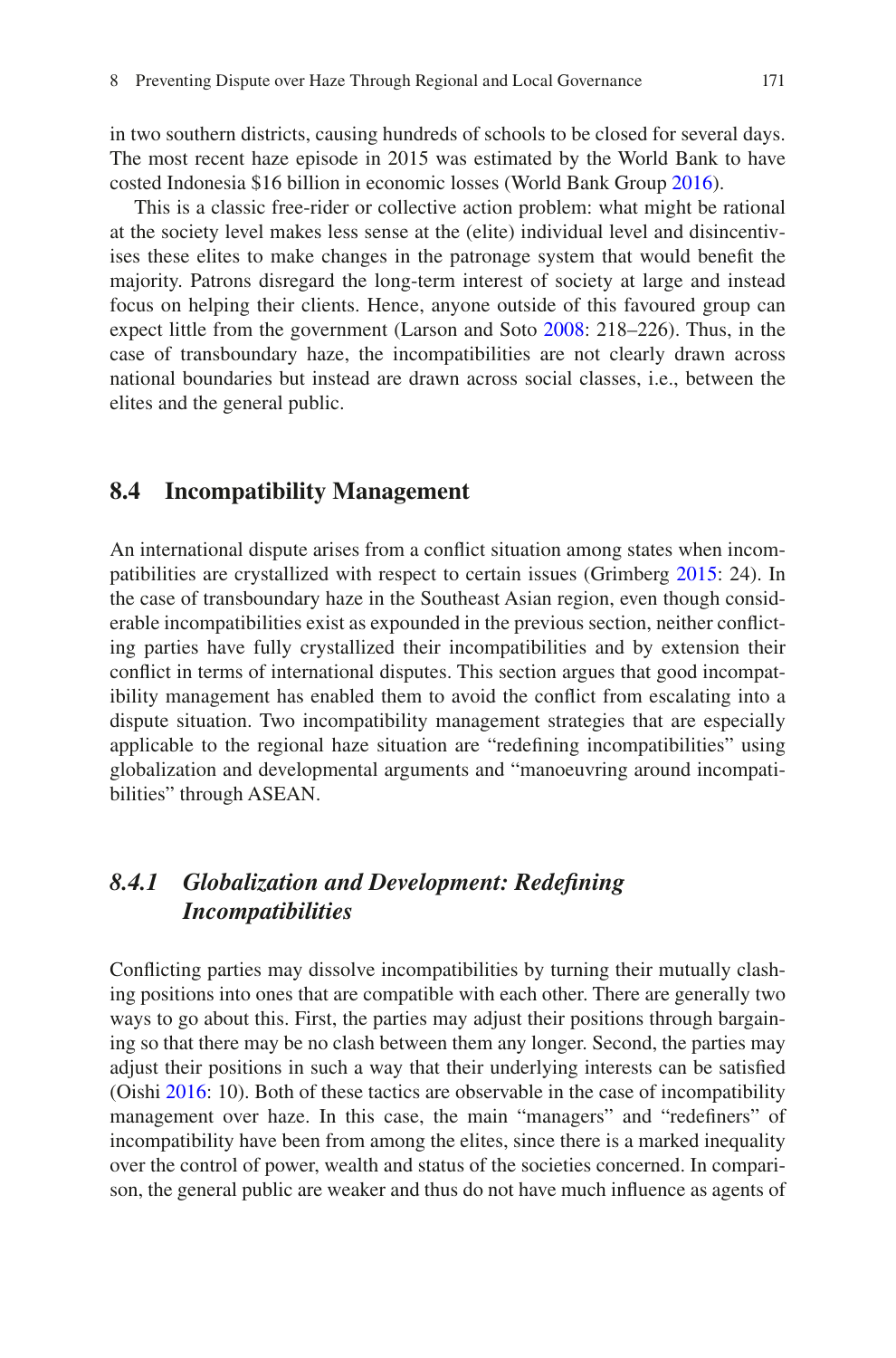in two southern districts, causing hundreds of schools to be closed for several days. The most recent haze episode in 2015 was estimated by the World Bank to have costed Indonesia $16 billion in economic losses (World Bank Group 2016).

This is a classic free-rider or collective action problem: what might be rational at the society level makes less sense at the (elite) individual level and disincentivises these elites to make changes in the patronage system that would benefit the majority. Patrons disregard the long-term interest of society at large and instead focus on helping their clients. Hence, anyone outside of this favoured group can expect little from the government (Larson and Soto 2008: 218–226). Thus, in the case of transboundary haze, the incompatibilities are not clearly drawn across national boundaries but instead are drawn across social classes, i.e., between the elites and the general public.

## 8.4 Incompatibility Management

An international dispute arises from a conflict situation among states when incompatibilities are crystallized with respect to certain issues (Grimberg 2015: 24). In the case of transboundary haze in the Southeast Asian region, even though considerable incompatibilities exist as expounded in the previous section, neither conflicting parties have fully crystallized their incompatibilities and by extension their conflict in terms of international disputes. This section argues that good incompatibility management has enabled them to avoid the conflict from escalating into a dispute situation. Two incompatibility management strategies that are especially applicable to the regional haze situation are "redefining incompatibilities" using globalization and developmental arguments and "manoeuvring around incompatibilities" through ASEAN.

### *8.4.1 Globalization and Development: Redefining Incompatibilities*

Conflicting parties may dissolve incompatibilities by turning their mutually clashing positions into ones that are compatible with each other. There are generally two ways to go about this. First, the parties may adjust their positions through bargaining so that there may be no clash between them any longer. Second, the parties may adjust their positions in such a way that their underlying interests can be satisfied (Oishi 2016: 10). Both of these tactics are observable in the case of incompatibility management over haze. In this case, the main "managers" and "redefiners" of incompatibility have been from among the elites, since there is a marked inequality over the control of power, wealth and status of the societies concerned. In comparison, the general public are weaker and thus do not have much influence as agents of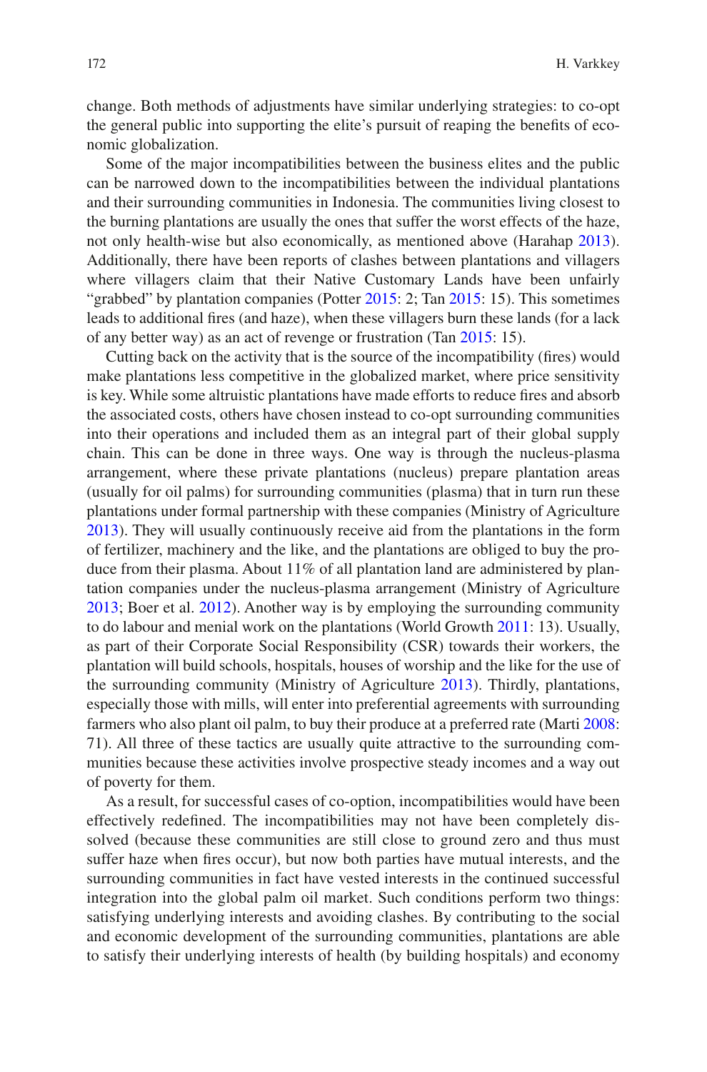change. Both methods of adjustments have similar underlying strategies: to co-opt the general public into supporting the elite's pursuit of reaping the benefits of economic globalization.

Some of the major incompatibilities between the business elites and the public can be narrowed down to the incompatibilities between the individual plantations and their surrounding communities in Indonesia. The communities living closest to the burning plantations are usually the ones that suffer the worst effects of the haze, not only health-wise but also economically, as mentioned above (Harahap 2013). Additionally, there have been reports of clashes between plantations and villagers where villagers claim that their Native Customary Lands have been unfairly "grabbed" by plantation companies (Potter 2015: 2; Tan 2015: 15). This sometimes leads to additional fires (and haze), when these villagers burn these lands (for a lack of any better way) as an act of revenge or frustration (Tan 2015: 15).

Cutting back on the activity that is the source of the incompatibility (fires) would make plantations less competitive in the globalized market, where price sensitivity is key. While some altruistic plantations have made efforts to reduce fires and absorb the associated costs, others have chosen instead to co-opt surrounding communities into their operations and included them as an integral part of their global supply chain. This can be done in three ways. One way is through the nucleus-plasma arrangement, where these private plantations (nucleus) prepare plantation areas (usually for oil palms) for surrounding communities (plasma) that in turn run these plantations under formal partnership with these companies (Ministry of Agriculture 2013). They will usually continuously receive aid from the plantations in the form of fertilizer, machinery and the like, and the plantations are obliged to buy the produce from their plasma. About 11% of all plantation land are administered by plantation companies under the nucleus-plasma arrangement (Ministry of Agriculture 2013; Boer et al. 2012). Another way is by employing the surrounding community to do labour and menial work on the plantations (World Growth 2011: 13). Usually, as part of their Corporate Social Responsibility (CSR) towards their workers, the plantation will build schools, hospitals, houses of worship and the like for the use of the surrounding community (Ministry of Agriculture 2013). Thirdly, plantations, especially those with mills, will enter into preferential agreements with surrounding farmers who also plant oil palm, to buy their produce at a preferred rate (Marti 2008: 71). All three of these tactics are usually quite attractive to the surrounding communities because these activities involve prospective steady incomes and a way out of poverty for them.

As a result, for successful cases of co-option, incompatibilities would have been effectively redefined. The incompatibilities may not have been completely dissolved (because these communities are still close to ground zero and thus must suffer haze when fires occur), but now both parties have mutual interests, and the surrounding communities in fact have vested interests in the continued successful integration into the global palm oil market. Such conditions perform two things: satisfying underlying interests and avoiding clashes. By contributing to the social and economic development of the surrounding communities, plantations are able to satisfy their underlying interests of health (by building hospitals) and economy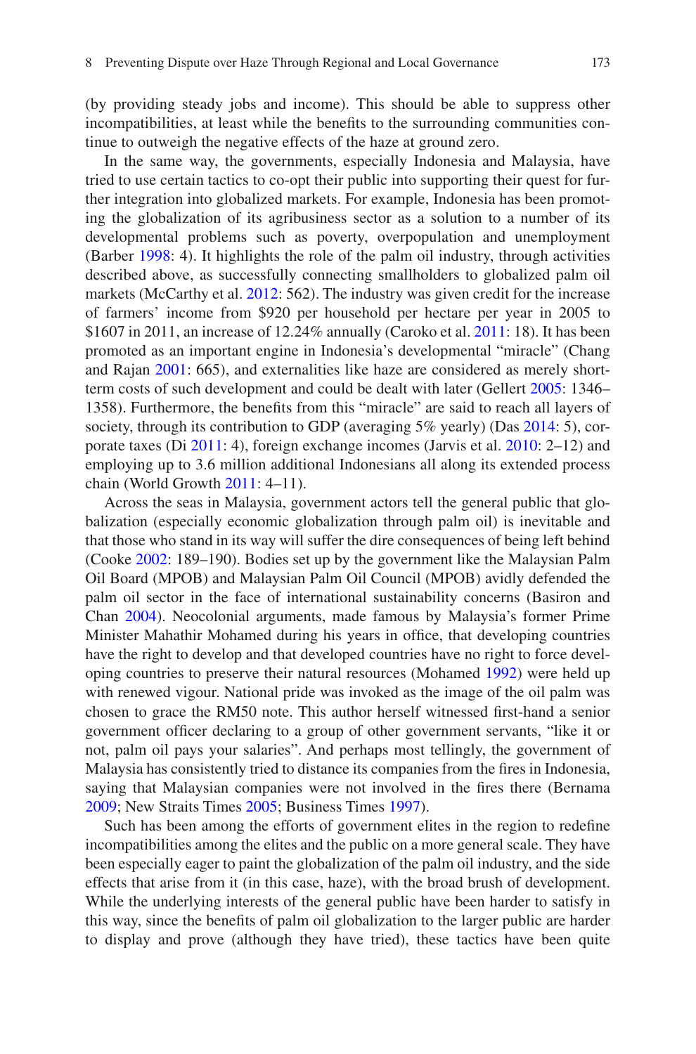(by providing steady jobs and income). This should be able to suppress other incompatibilities, at least while the benefits to the surrounding communities continue to outweigh the negative effects of the haze at ground zero.

In the same way, the governments, especially Indonesia and Malaysia, have tried to use certain tactics to co-opt their public into supporting their quest for further integration into globalized markets. For example, Indonesia has been promoting the globalization of its agribusiness sector as a solution to a number of its developmental problems such as poverty, overpopulation and unemployment (Barber 1998: 4). It highlights the role of the palm oil industry, through activities described above, as successfully connecting smallholders to globalized palm oil markets (McCarthy et al. 2012: 562). The industry was given credit for the increase of farmers' income from \$920 per household per hectare per year in 2005 to \$1607 in 2011, an increase of 12.24% annually (Caroko et al. 2011: 18). It has been promoted as an important engine in Indonesia's developmental "miracle" (Chang and Rajan 2001: 665), and externalities like haze are considered as merely short-term costs of such development and could be dealt with later (Gellert 2005: 1346–1358). Furthermore, the benefits from this "miracle" are said to reach all layers of society, through its contribution to GDP (averaging 5% yearly) (Das 2014: 5), corporate taxes (Di 2011: 4), foreign exchange incomes (Jarvis et al. 2010: 2–12) and employing up to 3.6 million additional Indonesians all along its extended process chain (World Growth 2011: 4–11).

Across the seas in Malaysia, government actors tell the general public that globalization (especially economic globalization through palm oil) is inevitable and that those who stand in its way will suffer the dire consequences of being left behind (Cooke 2002: 189–190). Bodies set up by the government like the Malaysian Palm Oil Board (MPOB) and Malaysian Palm Oil Council (MPOB) avidly defended the palm oil sector in the face of international sustainability concerns (Basiron and Chan 2004). Neocolonial arguments, made famous by Malaysia's former Prime Minister Mahathir Mohamed during his years in office, that developing countries have the right to develop and that developed countries have no right to force developing countries to preserve their natural resources (Mohamed 1992) were held up with renewed vigour. National pride was invoked as the image of the oil palm was chosen to grace the RM50 note. This author herself witnessed first-hand a senior government officer declaring to a group of other government servants, "like it or not, palm oil pays your salaries". And perhaps most tellingly, the government of Malaysia has consistently tried to distance its companies from the fires in Indonesia, saying that Malaysian companies were not involved in the fires there (Bernama 2009; New Straits Times 2005; Business Times 1997).

Such has been among the efforts of government elites in the region to redefine incompatibilities among the elites and the public on a more general scale. They have been especially eager to paint the globalization of the palm oil industry, and the side effects that arise from it (in this case, haze), with the broad brush of development. While the underlying interests of the general public have been harder to satisfy in this way, since the benefits of palm oil globalization to the larger public are harder to display and prove (although they have tried), these tactics have been quite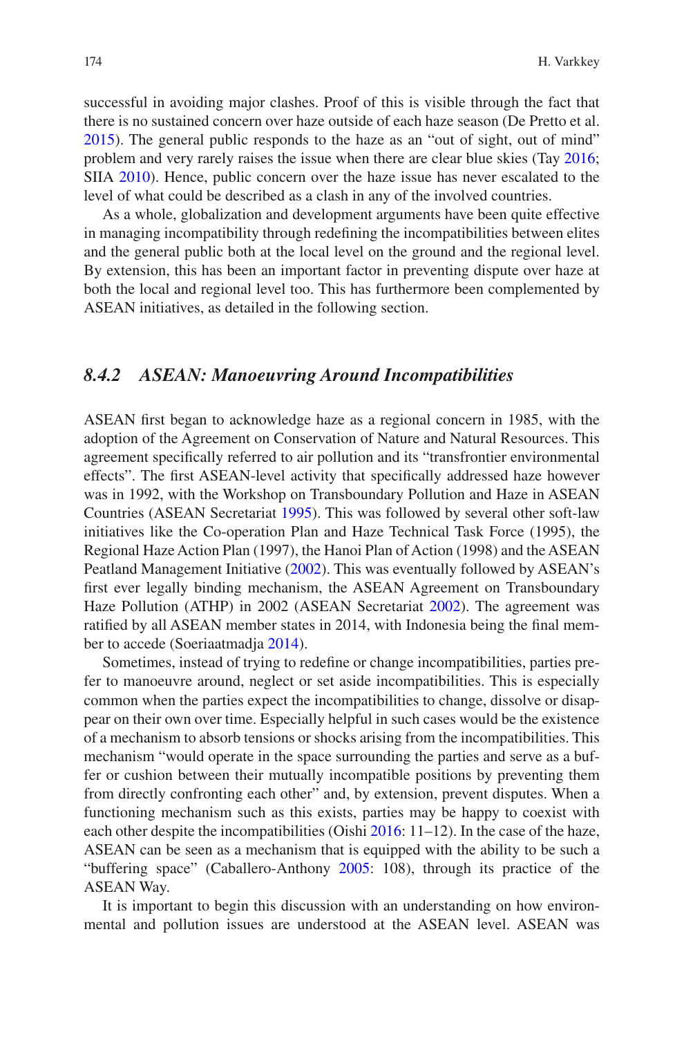successful in avoiding major clashes. Proof of this is visible through the fact that there is no sustained concern over haze outside of each haze season (De Pretto et al. 2015). The general public responds to the haze as an "out of sight, out of mind" problem and very rarely raises the issue when there are clear blue skies (Tay 2016; SIIA 2010). Hence, public concern over the haze issue has never escalated to the level of what could be described as a clash in any of the involved countries.

As a whole, globalization and development arguments have been quite effective in managing incompatibility through redefining the incompatibilities between elites and the general public both at the local level on the ground and the regional level. By extension, this has been an important factor in preventing dispute over haze at both the local and regional level too. This has furthermore been complemented by ASEAN initiatives, as detailed in the following section.

### *8.4.2 ASEAN: Manoeuvring Around Incompatibilities*

ASEAN first began to acknowledge haze as a regional concern in 1985, with the adoption of the Agreement on Conservation of Nature and Natural Resources. This agreement specifically referred to air pollution and its "transfrontier environmental effects". The first ASEAN-level activity that specifically addressed haze however was in 1992, with the Workshop on Transboundary Pollution and Haze in ASEAN Countries (ASEAN Secretariat 1995). This was followed by several other soft-law initiatives like the Co-operation Plan and Haze Technical Task Force (1995), the Regional Haze Action Plan (1997), the Hanoi Plan of Action (1998) and the ASEAN Peatland Management Initiative (2002). This was eventually followed by ASEAN's first ever legally binding mechanism, the ASEAN Agreement on Transboundary Haze Pollution (ATHP) in 2002 (ASEAN Secretariat 2002). The agreement was ratified by all ASEAN member states in 2014, with Indonesia being the final member to accede (Soeriaatmadja 2014).

Sometimes, instead of trying to redefine or change incompatibilities, parties prefer to manoeuvre around, neglect or set aside incompatibilities. This is especially common when the parties expect the incompatibilities to change, dissolve or disappear on their own over time. Especially helpful in such cases would be the existence of a mechanism to absorb tensions or shocks arising from the incompatibilities. This mechanism "would operate in the space surrounding the parties and serve as a buffer or cushion between their mutually incompatible positions by preventing them from directly confronting each other" and, by extension, prevent disputes. When a functioning mechanism such as this exists, parties may be happy to coexist with each other despite the incompatibilities (Oishi 2016: 11–12). In the case of the haze, ASEAN can be seen as a mechanism that is equipped with the ability to be such a "buffering space" (Caballero-Anthony 2005: 108), through its practice of the ASEAN Way.

It is important to begin this discussion with an understanding on how environmental and pollution issues are understood at the ASEAN level. ASEAN was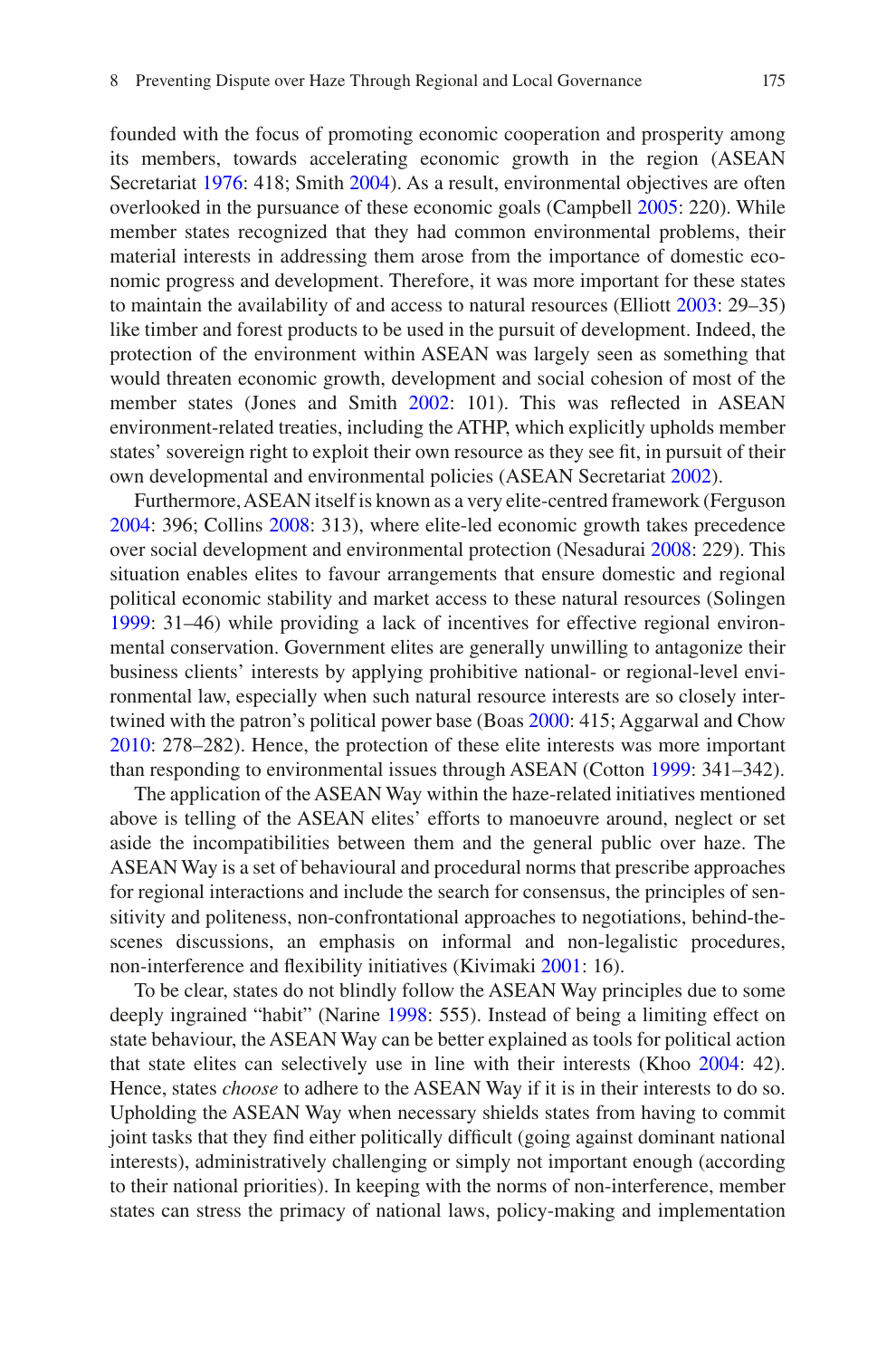founded with the focus of promoting economic cooperation and prosperity among its members, towards accelerating economic growth in the region (ASEAN Secretariat 1976: 418; Smith 2004). As a result, environmental objectives are often overlooked in the pursuance of these economic goals (Campbell 2005: 220). While member states recognized that they had common environmental problems, their material interests in addressing them arose from the importance of domestic economic progress and development. Therefore, it was more important for these states to maintain the availability of and access to natural resources (Elliott 2003: 29–35) like timber and forest products to be used in the pursuit of development. Indeed, the protection of the environment within ASEAN was largely seen as something that would threaten economic growth, development and social cohesion of most of the member states (Jones and Smith 2002: 101). This was reflected in ASEAN environment-related treaties, including the ATHP, which explicitly upholds member states' sovereign right to exploit their own resource as they see fit, in pursuit of their own developmental and environmental policies (ASEAN Secretariat 2002).

Furthermore, ASEAN itself is known as a very elite-centred framework (Ferguson 2004: 396; Collins 2008: 313), where elite-led economic growth takes precedence over social development and environmental protection (Nesadurai 2008: 229). This situation enables elites to favour arrangements that ensure domestic and regional political economic stability and market access to these natural resources (Solingen 1999: 31–46) while providing a lack of incentives for effective regional environmental conservation. Government elites are generally unwilling to antagonize their business clients' interests by applying prohibitive national- or regional-level environmental law, especially when such natural resource interests are so closely intertwined with the patron's political power base (Boas 2000: 415; Aggarwal and Chow 2010: 278–282). Hence, the protection of these elite interests was more important than responding to environmental issues through ASEAN (Cotton 1999: 341–342).

The application of the ASEAN Way within the haze-related initiatives mentioned above is telling of the ASEAN elites' efforts to manoeuvre around, neglect or set aside the incompatibilities between them and the general public over haze. The ASEAN Way is a set of behavioural and procedural norms that prescribe approaches for regional interactions and include the search for consensus, the principles of sensitivity and politeness, non-confrontational approaches to negotiations, behind-the-scenes discussions, an emphasis on informal and non-legalistic procedures, non-interference and flexibility initiatives (Kivimaki 2001: 16).

To be clear, states do not blindly follow the ASEAN Way principles due to some deeply ingrained "habit" (Narine 1998: 555). Instead of being a limiting effect on state behaviour, the ASEAN Way can be better explained as tools for political action that state elites can selectively use in line with their interests (Khoo 2004: 42). Hence, states *choose* to adhere to the ASEAN Way if it is in their interests to do so. Upholding the ASEAN Way when necessary shields states from having to commit joint tasks that they find either politically difficult (going against dominant national interests), administratively challenging or simply not important enough (according to their national priorities). In keeping with the norms of non-interference, member states can stress the primacy of national laws, policy-making and implementation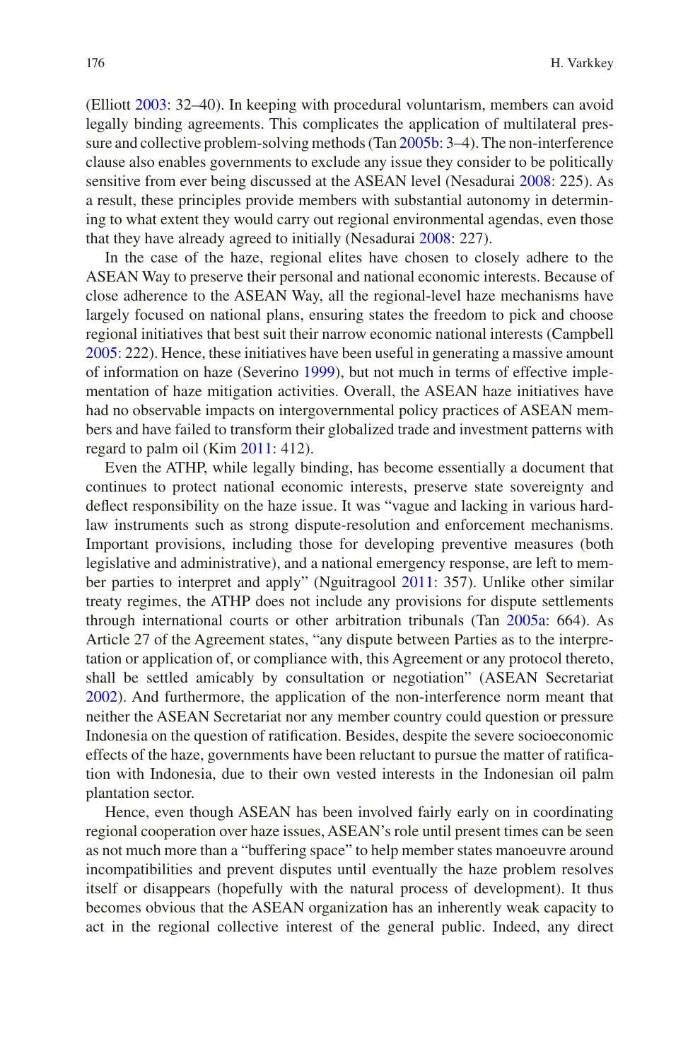(Elliott 2003: 32–40). In keeping with procedural voluntarism, members can avoid legally binding agreements. This complicates the application of multilateral pressure and collective problem-solving methods (Tan 2005b: 3–4). The non-interference clause also enables governments to exclude any issue they consider to be politically sensitive from ever being discussed at the ASEAN level (Nesadurai 2008: 225). As a result, these principles provide members with substantial autonomy in determining to what extent they would carry out regional environmental agendas, even those that they have already agreed to initially (Nesadurai 2008: 227).

In the case of the haze, regional elites have chosen to closely adhere to the ASEAN Way to preserve their personal and national economic interests. Because of close adherence to the ASEAN Way, all the regional-level haze mechanisms have largely focused on national plans, ensuring states the freedom to pick and choose regional initiatives that best suit their narrow economic national interests (Campbell 2005: 222). Hence, these initiatives have been useful in generating a massive amount of information on haze (Severino 1999), but not much in terms of effective implementation of haze mitigation activities. Overall, the ASEAN haze initiatives have had no observable impacts on intergovernmental policy practices of ASEAN members and have failed to transform their globalized trade and investment patterns with regard to palm oil (Kim 2011: 412).

Even the ATHP, while legally binding, has become essentially a document that continues to protect national economic interests, preserve state sovereignty and deflect responsibility on the haze issue. It was "vague and lacking in various hard-law instruments such as strong dispute-resolution and enforcement mechanisms. Important provisions, including those for developing preventive measures (both legislative and administrative), and a national emergency response, are left to member parties to interpret and apply" (Nguitragool 2011: 357). Unlike other similar treaty regimes, the ATHP does not include any provisions for dispute settlements through international courts or other arbitration tribunals (Tan 2005a: 664). As Article 27 of the Agreement states, "any dispute between Parties as to the interpretation or application of, or compliance with, this Agreement or any protocol thereto, shall be settled amicably by consultation or negotiation" (ASEAN Secretariat 2002). And furthermore, the application of the non-interference norm meant that neither the ASEAN Secretariat nor any member country could question or pressure Indonesia on the question of ratification. Besides, despite the severe socioeconomic effects of the haze, governments have been reluctant to pursue the matter of ratification with Indonesia, due to their own vested interests in the Indonesian oil palm plantation sector.

Hence, even though ASEAN has been involved fairly early on in coordinating regional cooperation over haze issues, ASEAN's role until present times can be seen as not much more than a "buffering space" to help member states manoeuvre around incompatibilities and prevent disputes until eventually the haze problem resolves itself or disappears (hopefully with the natural process of development). It thus becomes obvious that the ASEAN organization has an inherently weak capacity to act in the regional collective interest of the general public. Indeed, any direct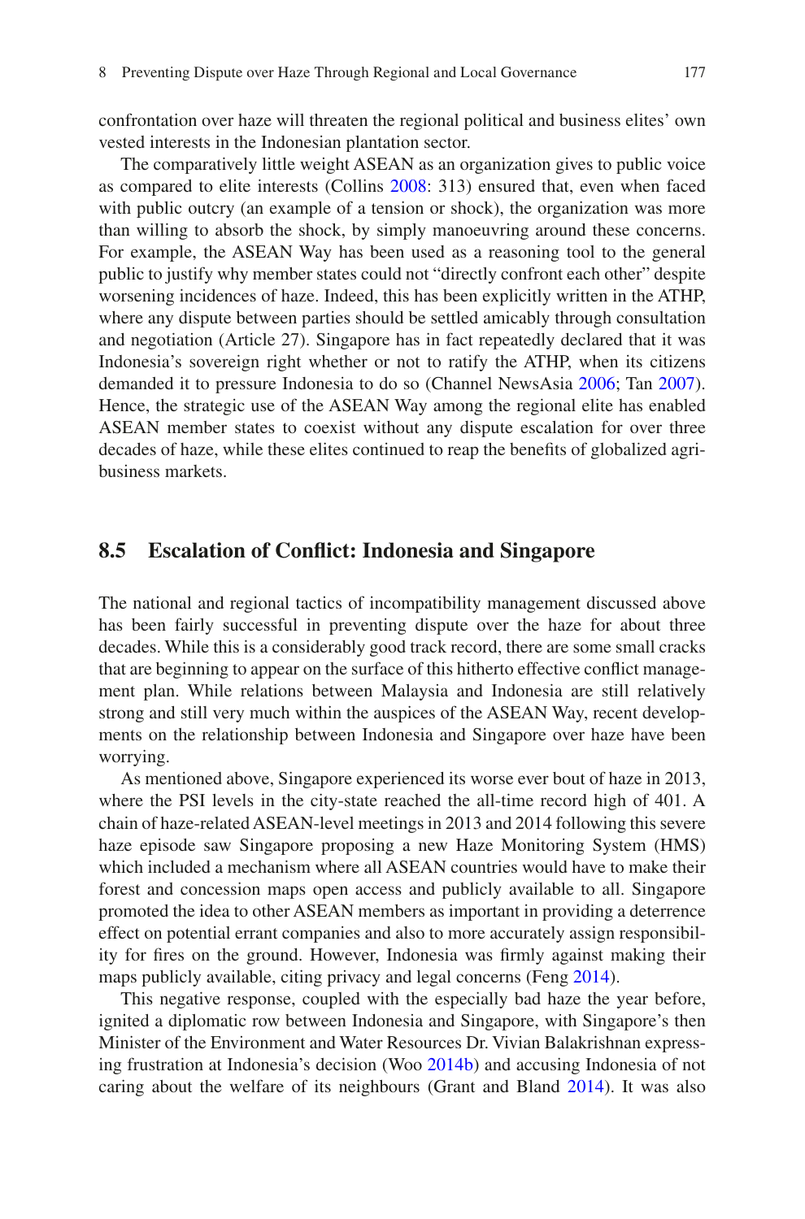confrontation over haze will threaten the regional political and business elites' own vested interests in the Indonesian plantation sector.

The comparatively little weight ASEAN as an organization gives to public voice as compared to elite interests (Collins 2008: 313) ensured that, even when faced with public outcry (an example of a tension or shock), the organization was more than willing to absorb the shock, by simply manoeuvring around these concerns. For example, the ASEAN Way has been used as a reasoning tool to the general public to justify why member states could not "directly confront each other" despite worsening incidences of haze. Indeed, this has been explicitly written in the ATHP, where any dispute between parties should be settled amicably through consultation and negotiation (Article 27). Singapore has in fact repeatedly declared that it was Indonesia's sovereign right whether or not to ratify the ATHP, when its citizens demanded it to pressure Indonesia to do so (Channel NewsAsia 2006; Tan 2007). Hence, the strategic use of the ASEAN Way among the regional elite has enabled ASEAN member states to coexist without any dispute escalation for over three decades of haze, while these elites continued to reap the benefits of globalized agri-business markets.

## 8.5 Escalation of Conflict: Indonesia and Singapore

The national and regional tactics of incompatibility management discussed above has been fairly successful in preventing dispute over the haze for about three decades. While this is a considerably good track record, there are some small cracks that are beginning to appear on the surface of this hitherto effective conflict management plan. While relations between Malaysia and Indonesia are still relatively strong and still very much within the auspices of the ASEAN Way, recent developments on the relationship between Indonesia and Singapore over haze have been worrying.

As mentioned above, Singapore experienced its worse ever bout of haze in 2013, where the PSI levels in the city-state reached the all-time record high of 401. A chain of haze-related ASEAN-level meetings in 2013 and 2014 following this severe haze episode saw Singapore proposing a new Haze Monitoring System (HMS) which included a mechanism where all ASEAN countries would have to make their forest and concession maps open access and publicly available to all. Singapore promoted the idea to other ASEAN members as important in providing a deterrence effect on potential errant companies and also to more accurately assign responsibility for fires on the ground. However, Indonesia was firmly against making their maps publicly available, citing privacy and legal concerns (Feng 2014).

This negative response, coupled with the especially bad haze the year before, ignited a diplomatic row between Indonesia and Singapore, with Singapore's then Minister of the Environment and Water Resources Dr. Vivian Balakrishnan expressing frustration at Indonesia's decision (Woo 2014b) and accusing Indonesia of not caring about the welfare of its neighbours (Grant and Bland 2014). It was also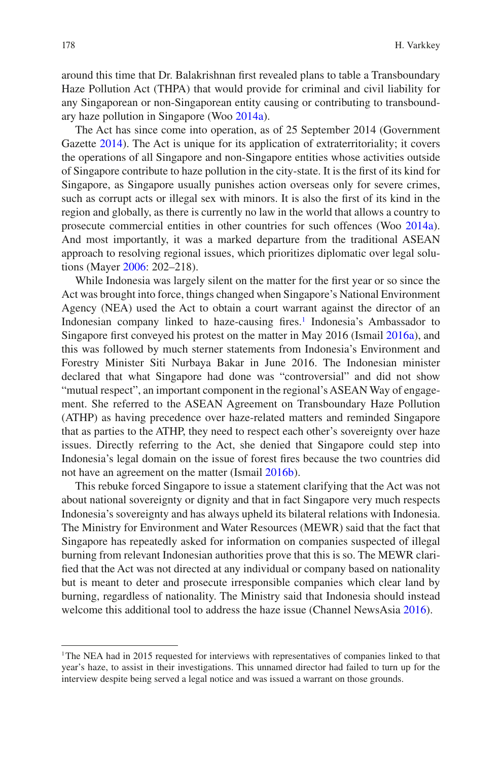around this time that Dr. Balakrishnan first revealed plans to table a Transboundary Haze Pollution Act (THPA) that would provide for criminal and civil liability for any Singaporean or non-Singaporean entity causing or contributing to transboundary haze pollution in Singapore (Woo 2014a).

The Act has since come into operation, as of 25 September 2014 (Government Gazette 2014). The Act is unique for its application of extraterritoriality; it covers the operations of all Singapore and non-Singapore entities whose activities outside of Singapore contribute to haze pollution in the city-state. It is the first of its kind for Singapore, as Singapore usually punishes action overseas only for severe crimes, such as corrupt acts or illegal sex with minors. It is also the first of its kind in the region and globally, as there is currently no law in the world that allows a country to prosecute commercial entities in other countries for such offences (Woo 2014a). And most importantly, it was a marked departure from the traditional ASEAN approach to resolving regional issues, which prioritizes diplomatic over legal solutions (Mayer 2006: 202–218).

While Indonesia was largely silent on the matter for the first year or so since the Act was brought into force, things changed when Singapore's National Environment Agency (NEA) used the Act to obtain a court warrant against the director of an Indonesian company linked to haze-causing fires.[1] Indonesia's Ambassador to Singapore first conveyed his protest on the matter in May 2016 (Ismail 2016a), and this was followed by much sterner statements from Indonesia's Environment and Forestry Minister Siti Nurbaya Bakar in June 2016. The Indonesian minister declared that what Singapore had done was "controversial" and did not show "mutual respect", an important component in the regional's ASEAN Way of engagement. She referred to the ASEAN Agreement on Transboundary Haze Pollution (ATHP) as having precedence over haze-related matters and reminded Singapore that as parties to the ATHP, they need to respect each other's sovereignty over haze issues. Directly referring to the Act, she denied that Singapore could step into Indonesia's legal domain on the issue of forest fires because the two countries did not have an agreement on the matter (Ismail 2016b).

This rebuke forced Singapore to issue a statement clarifying that the Act was not about national sovereignty or dignity and that in fact Singapore very much respects Indonesia's sovereignty and has always upheld its bilateral relations with Indonesia. The Ministry for Environment and Water Resources (MEWR) said that the fact that Singapore has repeatedly asked for information on companies suspected of illegal burning from relevant Indonesian authorities prove that this is so. The MEWR clarified that the Act was not directed at any individual or company based on nationality but is meant to deter and prosecute irresponsible companies which clear land by burning, regardless of nationality. The Ministry said that Indonesia should instead welcome this additional tool to address the haze issue (Channel NewsAsia 2016).

[1] The NEA had in 2015 requested for interviews with representatives of companies linked to that year's haze, to assist in their investigations. This unnamed director had failed to turn up for the interview despite being served a legal notice and was issued a warrant on those grounds.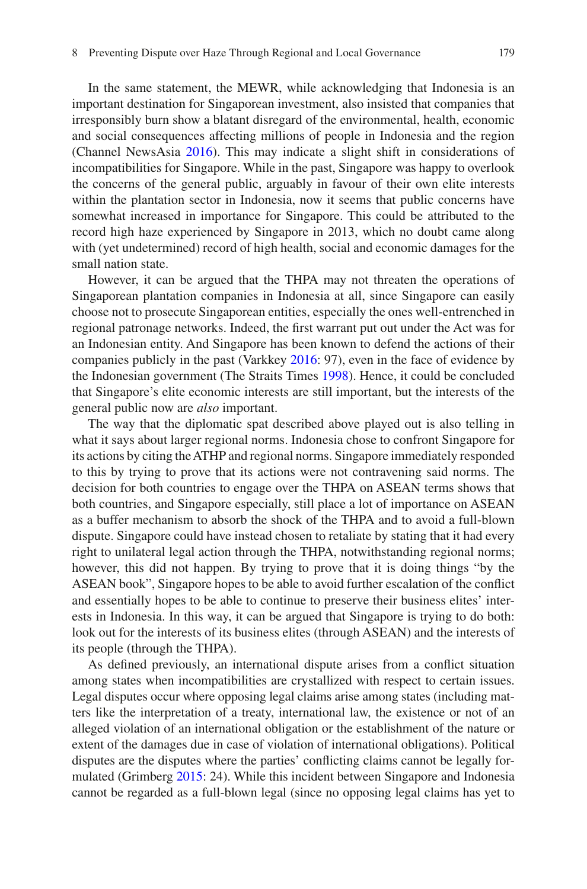In the same statement, the MEWR, while acknowledging that Indonesia is an important destination for Singaporean investment, also insisted that companies that irresponsibly burn show a blatant disregard of the environmental, health, economic and social consequences affecting millions of people in Indonesia and the region (Channel NewsAsia 2016). This may indicate a slight shift in considerations of incompatibilities for Singapore. While in the past, Singapore was happy to overlook the concerns of the general public, arguably in favour of their own elite interests within the plantation sector in Indonesia, now it seems that public concerns have somewhat increased in importance for Singapore. This could be attributed to the record high haze experienced by Singapore in 2013, which no doubt came along with (yet undetermined) record of high health, social and economic damages for the small nation state.

However, it can be argued that the THPA may not threaten the operations of Singaporean plantation companies in Indonesia at all, since Singapore can easily choose not to prosecute Singaporean entities, especially the ones well-entrenched in regional patronage networks. Indeed, the first warrant put out under the Act was for an Indonesian entity. And Singapore has been known to defend the actions of their companies publicly in the past (Varkkey 2016: 97), even in the face of evidence by the Indonesian government (The Straits Times 1998). Hence, it could be concluded that Singapore's elite economic interests are still important, but the interests of the general public now are *also* important.

The way that the diplomatic spat described above played out is also telling in what it says about larger regional norms. Indonesia chose to confront Singapore for its actions by citing the ATHP and regional norms. Singapore immediately responded to this by trying to prove that its actions were not contravening said norms. The decision for both countries to engage over the THPA on ASEAN terms shows that both countries, and Singapore especially, still place a lot of importance on ASEAN as a buffer mechanism to absorb the shock of the THPA and to avoid a full-blown dispute. Singapore could have instead chosen to retaliate by stating that it had every right to unilateral legal action through the THPA, notwithstanding regional norms; however, this did not happen. By trying to prove that it is doing things "by the ASEAN book", Singapore hopes to be able to avoid further escalation of the conflict and essentially hopes to be able to continue to preserve their business elites' interests in Indonesia. In this way, it can be argued that Singapore is trying to do both: look out for the interests of its business elites (through ASEAN) and the interests of its people (through the THPA).

As defined previously, an international dispute arises from a conflict situation among states when incompatibilities are crystallized with respect to certain issues. Legal disputes occur where opposing legal claims arise among states (including matters like the interpretation of a treaty, international law, the existence or not of an alleged violation of an international obligation or the establishment of the nature or extent of the damages due in case of violation of international obligations). Political disputes are the disputes where the parties' conflicting claims cannot be legally formulated (Grimberg 2015: 24). While this incident between Singapore and Indonesia cannot be regarded as a full-blown legal (since no opposing legal claims has yet to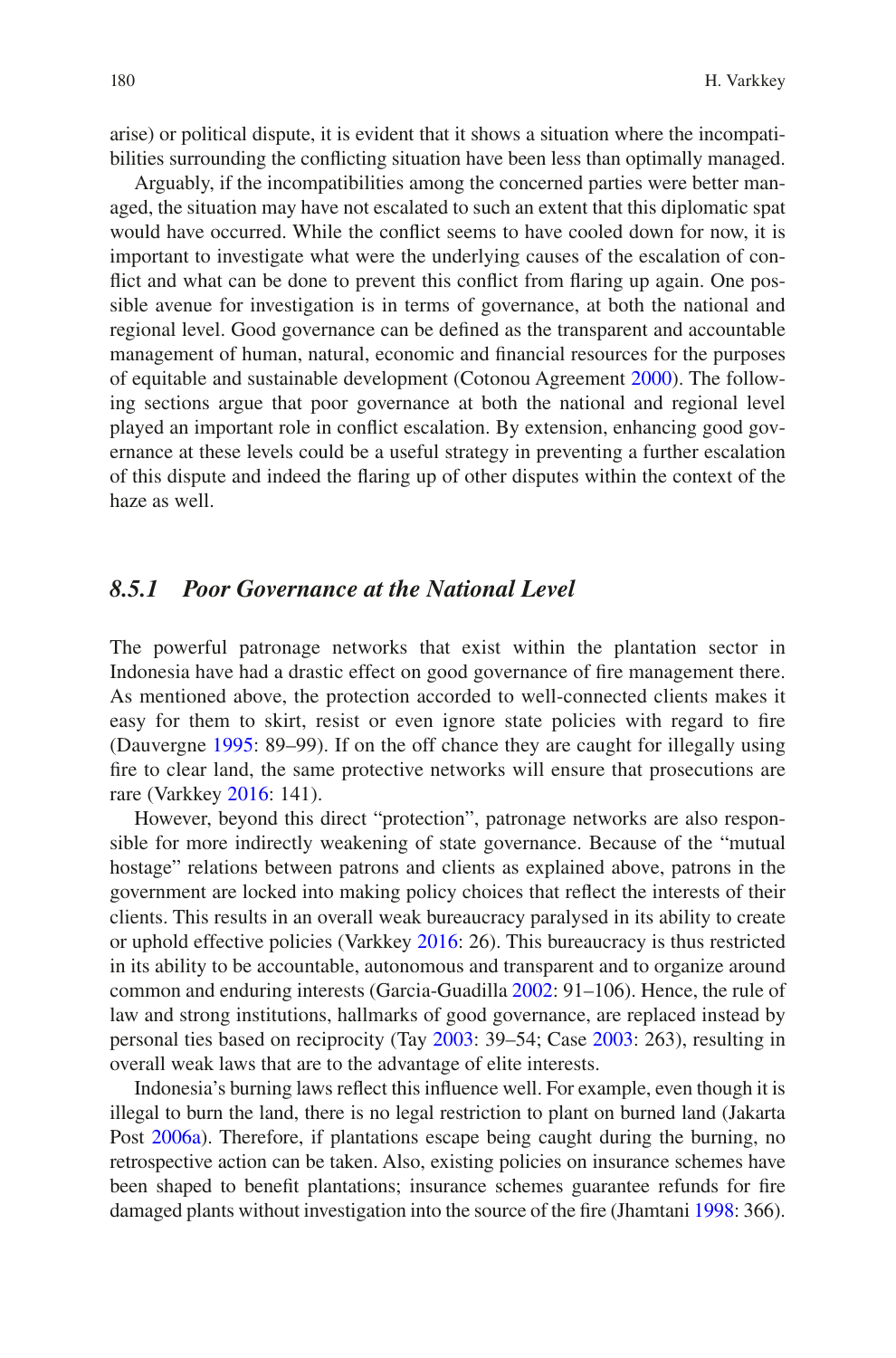arise) or political dispute, it is evident that it shows a situation where the incompatibilities surrounding the conflicting situation have been less than optimally managed.

Arguably, if the incompatibilities among the concerned parties were better managed, the situation may have not escalated to such an extent that this diplomatic spat would have occurred. While the conflict seems to have cooled down for now, it is important to investigate what were the underlying causes of the escalation of conflict and what can be done to prevent this conflict from flaring up again. One possible avenue for investigation is in terms of governance, at both the national and regional level. Good governance can be defined as the transparent and accountable management of human, natural, economic and financial resources for the purposes of equitable and sustainable development (Cotonou Agreement 2000). The following sections argue that poor governance at both the national and regional level played an important role in conflict escalation. By extension, enhancing good governance at these levels could be a useful strategy in preventing a further escalation of this dispute and indeed the flaring up of other disputes within the context of the haze as well.

### *8.5.1 Poor Governance at the National Level*

The powerful patronage networks that exist within the plantation sector in Indonesia have had a drastic effect on good governance of fire management there. As mentioned above, the protection accorded to well-connected clients makes it easy for them to skirt, resist or even ignore state policies with regard to fire (Dauvergne 1995: 89–99). If on the off chance they are caught for illegally using fire to clear land, the same protective networks will ensure that prosecutions are rare (Varkkey 2016: 141).

However, beyond this direct "protection", patronage networks are also responsible for more indirectly weakening of state governance. Because of the "mutual hostage" relations between patrons and clients as explained above, patrons in the government are locked into making policy choices that reflect the interests of their clients. This results in an overall weak bureaucracy paralysed in its ability to create or uphold effective policies (Varkkey 2016: 26). This bureaucracy is thus restricted in its ability to be accountable, autonomous and transparent and to organize around common and enduring interests (Garcia-Guadilla 2002: 91–106). Hence, the rule of law and strong institutions, hallmarks of good governance, are replaced instead by personal ties based on reciprocity (Tay 2003: 39–54; Case 2003: 263), resulting in overall weak laws that are to the advantage of elite interests.

Indonesia's burning laws reflect this influence well. For example, even though it is illegal to burn the land, there is no legal restriction to plant on burned land (Jakarta Post 2006a). Therefore, if plantations escape being caught during the burning, no retrospective action can be taken. Also, existing policies on insurance schemes have been shaped to benefit plantations; insurance schemes guarantee refunds for fire damaged plants without investigation into the source of the fire (Jhamtani 1998: 366).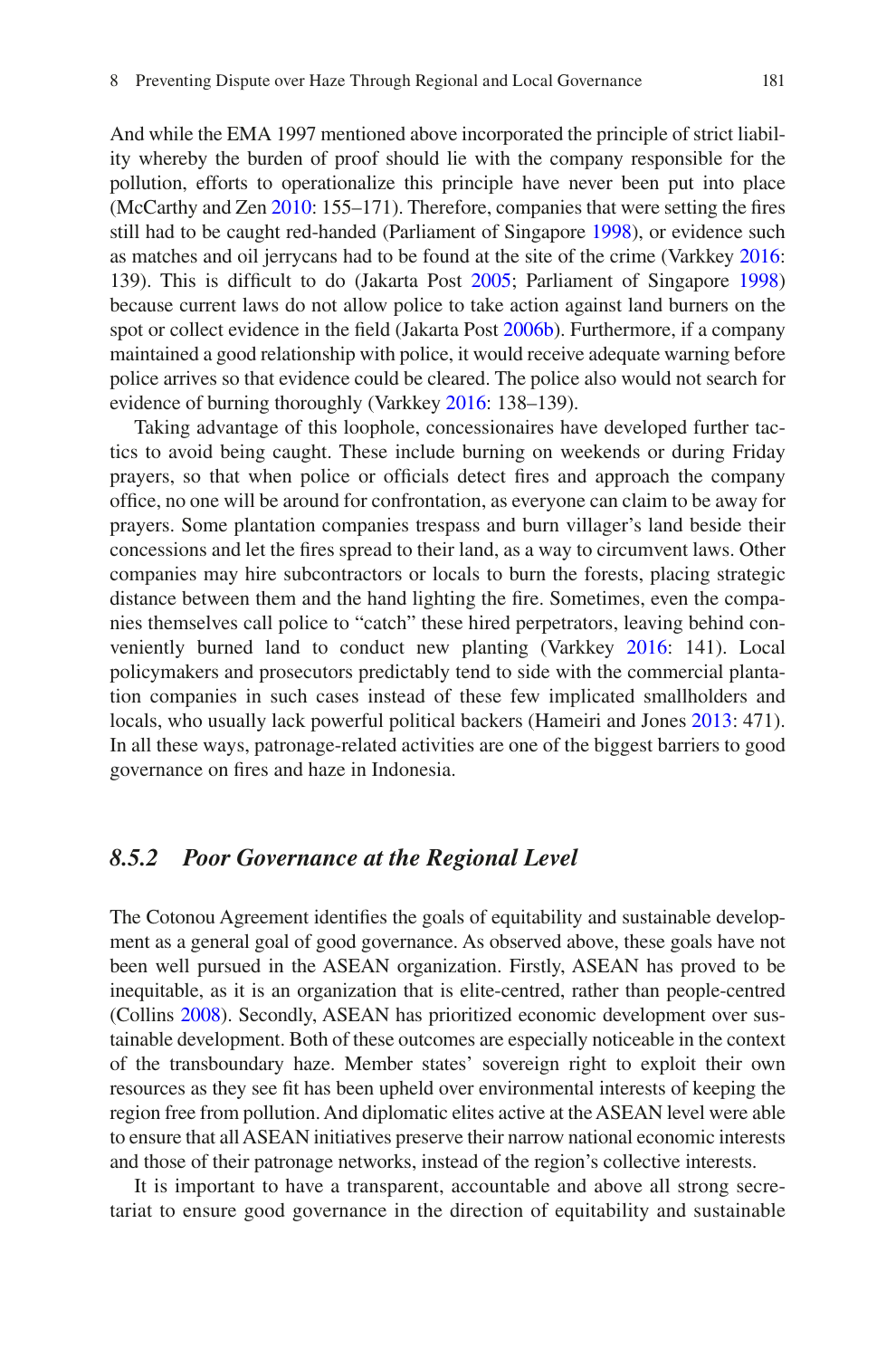And while the EMA 1997 mentioned above incorporated the principle of strict liability whereby the burden of proof should lie with the company responsible for the pollution, efforts to operationalize this principle have never been put into place (McCarthy and Zen 2010: 155–171). Therefore, companies that were setting the fires still had to be caught red-handed (Parliament of Singapore 1998), or evidence such as matches and oil jerrycans had to be found at the site of the crime (Varkkey 2016: 139). This is difficult to do (Jakarta Post 2005; Parliament of Singapore 1998) because current laws do not allow police to take action against land burners on the spot or collect evidence in the field (Jakarta Post 2006b). Furthermore, if a company maintained a good relationship with police, it would receive adequate warning before police arrives so that evidence could be cleared. The police also would not search for evidence of burning thoroughly (Varkkey 2016: 138–139).

Taking advantage of this loophole, concessionaires have developed further tactics to avoid being caught. These include burning on weekends or during Friday prayers, so that when police or officials detect fires and approach the company office, no one will be around for confrontation, as everyone can claim to be away for prayers. Some plantation companies trespass and burn villager's land beside their concessions and let the fires spread to their land, as a way to circumvent laws. Other companies may hire subcontractors or locals to burn the forests, placing strategic distance between them and the hand lighting the fire. Sometimes, even the companies themselves call police to "catch" these hired perpetrators, leaving behind conveniently burned land to conduct new planting (Varkkey 2016: 141). Local policymakers and prosecutors predictably tend to side with the commercial plantation companies in such cases instead of these few implicated smallholders and locals, who usually lack powerful political backers (Hameiri and Jones 2013: 471). In all these ways, patronage-related activities are one of the biggest barriers to good governance on fires and haze in Indonesia.

### *8.5.2 Poor Governance at the Regional Level*

The Cotonou Agreement identifies the goals of equitability and sustainable development as a general goal of good governance. As observed above, these goals have not been well pursued in the ASEAN organization. Firstly, ASEAN has proved to be inequitable, as it is an organization that is elite-centred, rather than people-centred (Collins 2008). Secondly, ASEAN has prioritized economic development over sustainable development. Both of these outcomes are especially noticeable in the context of the transboundary haze. Member states' sovereign right to exploit their own resources as they see fit has been upheld over environmental interests of keeping the region free from pollution. And diplomatic elites active at the ASEAN level were able to ensure that all ASEAN initiatives preserve their narrow national economic interests and those of their patronage networks, instead of the region's collective interests.

It is important to have a transparent, accountable and above all strong secretariat to ensure good governance in the direction of equitability and sustainable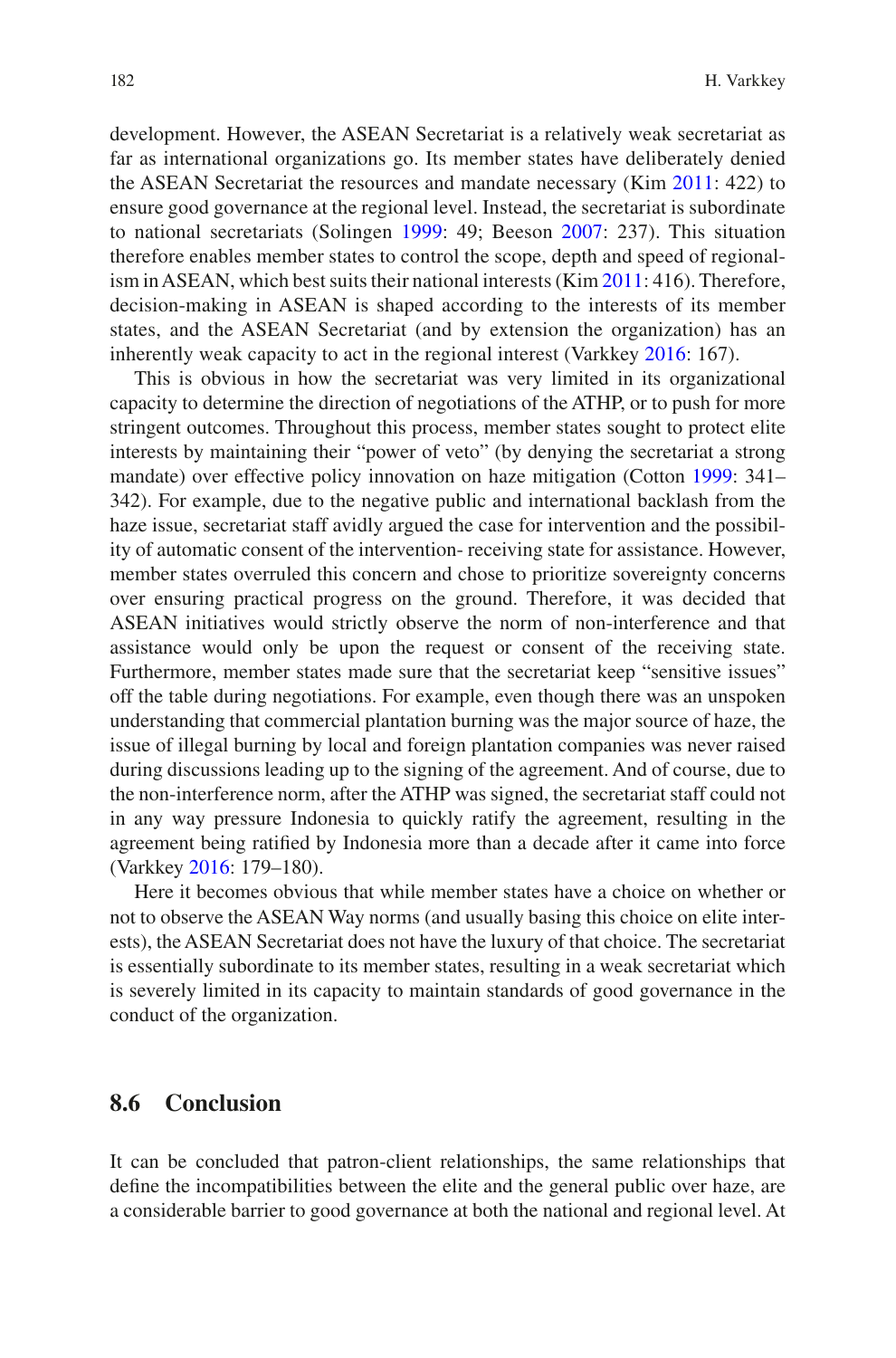development. However, the ASEAN Secretariat is a relatively weak secretariat as far as international organizations go. Its member states have deliberately denied the ASEAN Secretariat the resources and mandate necessary (Kim 2011: 422) to ensure good governance at the regional level. Instead, the secretariat is subordinate to national secretariats (Solingen 1999: 49; Beeson 2007: 237). This situation therefore enables member states to control the scope, depth and speed of regionalism in ASEAN, which best suits their national interests (Kim 2011: 416). Therefore, decision-making in ASEAN is shaped according to the interests of its member states, and the ASEAN Secretariat (and by extension the organization) has an inherently weak capacity to act in the regional interest (Varkkey 2016: 167).

This is obvious in how the secretariat was very limited in its organizational capacity to determine the direction of negotiations of the ATHP, or to push for more stringent outcomes. Throughout this process, member states sought to protect elite interests by maintaining their "power of veto" (by denying the secretariat a strong mandate) over effective policy innovation on haze mitigation (Cotton 1999: 341–342). For example, due to the negative public and international backlash from the haze issue, secretariat staff avidly argued the case for intervention and the possibility of automatic consent of the intervention- receiving state for assistance. However, member states overruled this concern and chose to prioritize sovereignty concerns over ensuring practical progress on the ground. Therefore, it was decided that ASEAN initiatives would strictly observe the norm of non-interference and that assistance would only be upon the request or consent of the receiving state. Furthermore, member states made sure that the secretariat keep "sensitive issues" off the table during negotiations. For example, even though there was an unspoken understanding that commercial plantation burning was the major source of haze, the issue of illegal burning by local and foreign plantation companies was never raised during discussions leading up to the signing of the agreement. And of course, due to the non-interference norm, after the ATHP was signed, the secretariat staff could not in any way pressure Indonesia to quickly ratify the agreement, resulting in the agreement being ratified by Indonesia more than a decade after it came into force (Varkkey 2016: 179–180).

Here it becomes obvious that while member states have a choice on whether or not to observe the ASEAN Way norms (and usually basing this choice on elite interests), the ASEAN Secretariat does not have the luxury of that choice. The secretariat is essentially subordinate to its member states, resulting in a weak secretariat which is severely limited in its capacity to maintain standards of good governance in the conduct of the organization.

## 8.6 Conclusion

It can be concluded that patron-client relationships, the same relationships that define the incompatibilities between the elite and the general public over haze, are a considerable barrier to good governance at both the national and regional level. At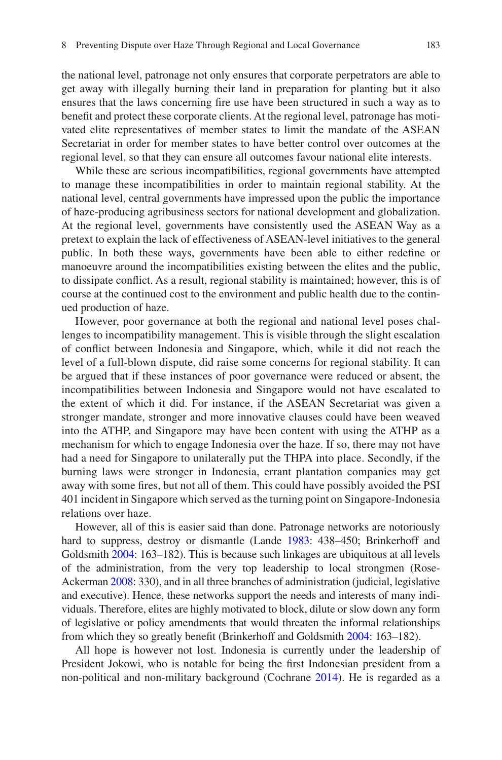the national level, patronage not only ensures that corporate perpetrators are able to get away with illegally burning their land in preparation for planting but it also ensures that the laws concerning fire use have been structured in such a way as to benefit and protect these corporate clients. At the regional level, patronage has motivated elite representatives of member states to limit the mandate of the ASEAN Secretariat in order for member states to have better control over outcomes at the regional level, so that they can ensure all outcomes favour national elite interests.

While these are serious incompatibilities, regional governments have attempted to manage these incompatibilities in order to maintain regional stability. At the national level, central governments have impressed upon the public the importance of haze-producing agribusiness sectors for national development and globalization. At the regional level, governments have consistently used the ASEAN Way as a pretext to explain the lack of effectiveness of ASEAN-level initiatives to the general public. In both these ways, governments have been able to either redefine or manoeuvre around the incompatibilities existing between the elites and the public, to dissipate conflict. As a result, regional stability is maintained; however, this is of course at the continued cost to the environment and public health due to the continued production of haze.

However, poor governance at both the regional and national level poses challenges to incompatibility management. This is visible through the slight escalation of conflict between Indonesia and Singapore, which, while it did not reach the level of a full-blown dispute, did raise some concerns for regional stability. It can be argued that if these instances of poor governance were reduced or absent, the incompatibilities between Indonesia and Singapore would not have escalated to the extent of which it did. For instance, if the ASEAN Secretariat was given a stronger mandate, stronger and more innovative clauses could have been weaved into the ATHP, and Singapore may have been content with using the ATHP as a mechanism for which to engage Indonesia over the haze. If so, there may not have had a need for Singapore to unilaterally put the THPA into place. Secondly, if the burning laws were stronger in Indonesia, errant plantation companies may get away with some fires, but not all of them. This could have possibly avoided the PSI 401 incident in Singapore which served as the turning point on Singapore-Indonesia relations over haze.

However, all of this is easier said than done. Patronage networks are notoriously hard to suppress, destroy or dismantle (Lande 1983: 438–450; Brinkerhoff and Goldsmith 2004: 163–182). This is because such linkages are ubiquitous at all levels of the administration, from the very top leadership to local strongmen (Rose-Ackerman 2008: 330), and in all three branches of administration (judicial, legislative and executive). Hence, these networks support the needs and interests of many individuals. Therefore, elites are highly motivated to block, dilute or slow down any form of legislative or policy amendments that would threaten the informal relationships from which they so greatly benefit (Brinkerhoff and Goldsmith 2004: 163–182).

All hope is however not lost. Indonesia is currently under the leadership of President Jokowi, who is notable for being the first Indonesian president from a non-political and non-military background (Cochrane 2014). He is regarded as a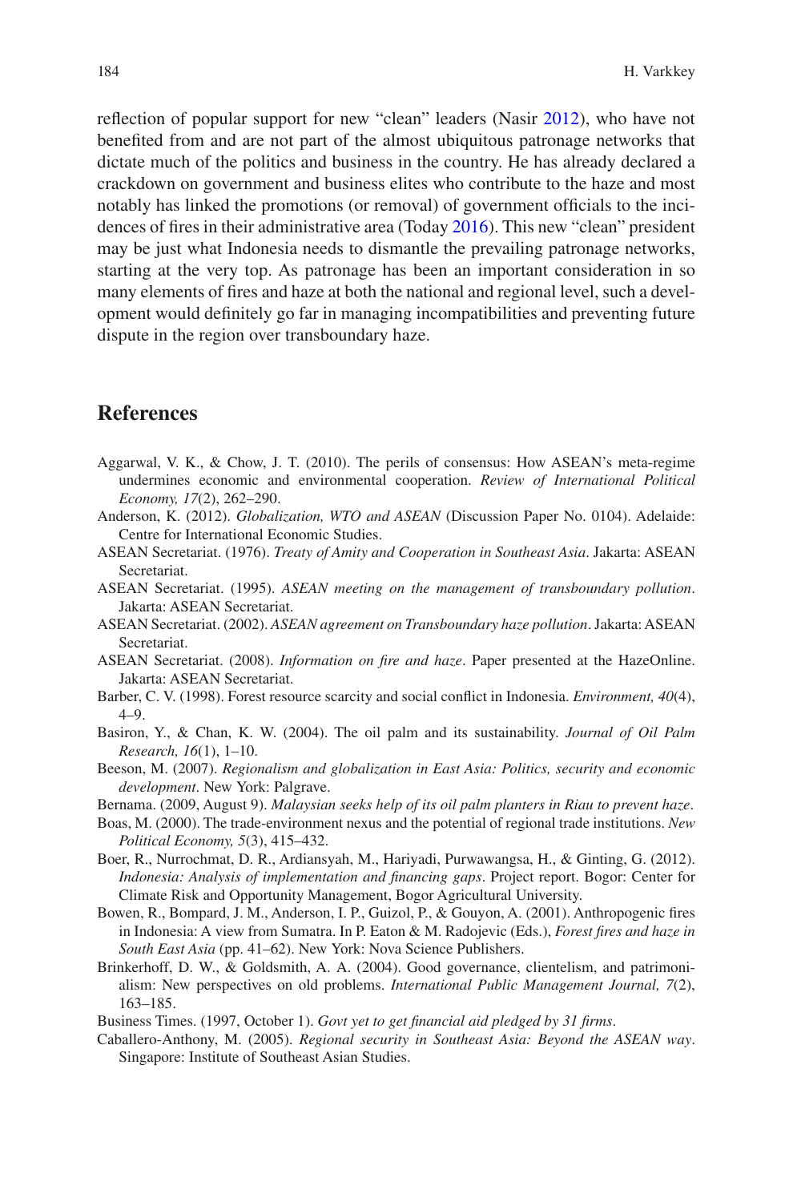reflection of popular support for new "clean" leaders (Nasir 2012), who have not benefited from and are not part of the almost ubiquitous patronage networks that dictate much of the politics and business in the country. He has already declared a crackdown on government and business elites who contribute to the haze and most notably has linked the promotions (or removal) of government officials to the incidences of fires in their administrative area (Today 2016). This new "clean" president may be just what Indonesia needs to dismantle the prevailing patronage networks, starting at the very top. As patronage has been an important consideration in so many elements of fires and haze at both the national and regional level, such a development would definitely go far in managing incompatibilities and preventing future dispute in the region over transboundary haze.

## References

Aggarwal, V. K., & Chow, J. T. (2010). The perils of consensus: How ASEAN's meta-regime undermines economic and environmental cooperation. *Review of International Political Economy, 17*(2), 262–290.

Anderson, K. (2012). *Globalization, WTO and ASEAN* (Discussion Paper No. 0104). Adelaide: Centre for International Economic Studies.

ASEAN Secretariat. (1976). *Treaty of Amity and Cooperation in Southeast Asia*. Jakarta: ASEAN Secretariat.

ASEAN Secretariat. (1995). *ASEAN meeting on the management of transboundary pollution*. Jakarta: ASEAN Secretariat.

ASEAN Secretariat. (2002). *ASEAN agreement on Transboundary haze pollution*. Jakarta: ASEAN Secretariat.

ASEAN Secretariat. (2008). *Information on fire and haze*. Paper presented at the HazeOnline. Jakarta: ASEAN Secretariat.

Barber, C. V. (1998). Forest resource scarcity and social conflict in Indonesia. *Environment, 40*(4), 4–9.

Basiron, Y., & Chan, K. W. (2004). The oil palm and its sustainability. *Journal of Oil Palm Research, 16*(1), 1–10.

Beeson, M. (2007). *Regionalism and globalization in East Asia: Politics, security and economic development*. New York: Palgrave.

Bernama. (2009, August 9). *Malaysian seeks help of its oil palm planters in Riau to prevent haze*.

Boas, M. (2000). The trade-environment nexus and the potential of regional trade institutions. *New Political Economy, 5*(3), 415–432.

Boer, R., Nurrochmat, D. R., Ardiansyah, M., Hariyadi, Purwawangsa, H., & Ginting, G. (2012). *Indonesia: Analysis of implementation and financing gaps*. Project report. Bogor: Center for Climate Risk and Opportunity Management, Bogor Agricultural University.

Bowen, R., Bompard, J. M., Anderson, I. P., Guizol, P., & Gouyon, A. (2001). Anthropogenic fires in Indonesia: A view from Sumatra. In P. Eaton & M. Radojevic (Eds.), *Forest fires and haze in South East Asia* (pp. 41–62). New York: Nova Science Publishers.

Brinkerhoff, D. W., & Goldsmith, A. A. (2004). Good governance, clientelism, and patrimonialism: New perspectives on old problems. *International Public Management Journal, 7*(2), 163–185.

Business Times. (1997, October 1). *Govt yet to get financial aid pledged by 31 firms*.

Caballero-Anthony, M. (2005). *Regional security in Southeast Asia: Beyond the ASEAN way*. Singapore: Institute of Southeast Asian Studies.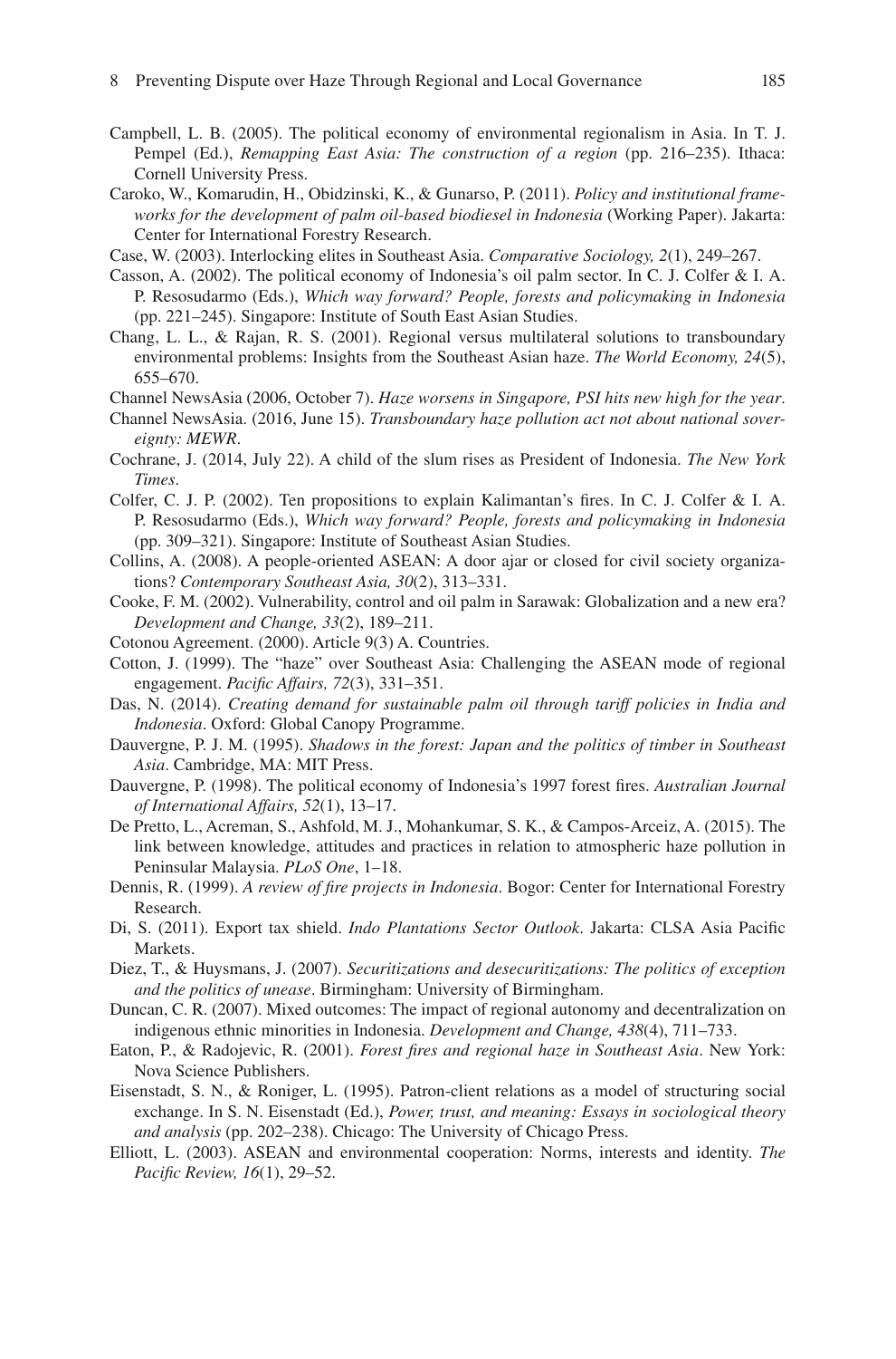Campbell, L. B. (2005). The political economy of environmental regionalism in Asia. In T. J. Pempel (Ed.), *Remapping East Asia: The construction of a region* (pp. 216–235). Ithaca: Cornell University Press.

Caroko, W., Komarudin, H., Obidzinski, K., & Gunarso, P. (2011). *Policy and institutional frameworks for the development of palm oil-based biodiesel in Indonesia* (Working Paper). Jakarta: Center for International Forestry Research.

Case, W. (2003). Interlocking elites in Southeast Asia. *Comparative Sociology, 2*(1), 249–267.

Casson, A. (2002). The political economy of Indonesia's oil palm sector. In C. J. Colfer & I. A. P. Resosudarmo (Eds.), *Which way forward? People, forests and policymaking in Indonesia* (pp. 221–245). Singapore: Institute of South East Asian Studies.

Chang, L. L., & Rajan, R. S. (2001). Regional versus multilateral solutions to transboundary environmental problems: Insights from the Southeast Asian haze. *The World Economy, 24*(5), 655–670.

Channel NewsAsia (2006, October 7). *Haze worsens in Singapore, PSI hits new high for the year*.

Channel NewsAsia. (2016, June 15). *Transboundary haze pollution act not about national sovereignty: MEWR*.

Cochrane, J. (2014, July 22). A child of the slum rises as President of Indonesia. *The New York Times*.

Colfer, C. J. P. (2002). Ten propositions to explain Kalimantan's fires. In C. J. Colfer & I. A. P. Resosudarmo (Eds.), *Which way forward? People, forests and policymaking in Indonesia* (pp. 309–321). Singapore: Institute of Southeast Asian Studies.

Collins, A. (2008). A people-oriented ASEAN: A door ajar or closed for civil society organizations? *Contemporary Southeast Asia, 30*(2), 313–331.

Cooke, F. M. (2002). Vulnerability, control and oil palm in Sarawak: Globalization and a new era? *Development and Change, 33*(2), 189–211.

Cotonou Agreement. (2000). Article 9(3) A. Countries.

Cotton, J. (1999). The "haze" over Southeast Asia: Challenging the ASEAN mode of regional engagement. *Pacific Affairs, 72*(3), 331–351.

Das, N. (2014). *Creating demand for sustainable palm oil through tariff policies in India and Indonesia*. Oxford: Global Canopy Programme.

Dauvergne, P. J. M. (1995). *Shadows in the forest: Japan and the politics of timber in Southeast Asia*. Cambridge, MA: MIT Press.

Dauvergne, P. (1998). The political economy of Indonesia's 1997 forest fires. *Australian Journal of International Affairs, 52*(1), 13–17.

De Pretto, L., Acreman, S., Ashfold, M. J., Mohankumar, S. K., & Campos-Arceiz, A. (2015). The link between knowledge, attitudes and practices in relation to atmospheric haze pollution in Peninsular Malaysia. *PLoS One*, 1–18.

Dennis, R. (1999). *A review of fire projects in Indonesia*. Bogor: Center for International Forestry Research.

Di, S. (2011). Export tax shield. *Indo Plantations Sector Outlook*. Jakarta: CLSA Asia Pacific Markets.

Diez, T., & Huysmans, J. (2007). *Securitizations and desecuritizations: The politics of exception and the politics of unease*. Birmingham: University of Birmingham.

Duncan, C. R. (2007). Mixed outcomes: The impact of regional autonomy and decentralization on indigenous ethnic minorities in Indonesia. *Development and Change, 438*(4), 711–733.

Eaton, P., & Radojevic, R. (2001). *Forest fires and regional haze in Southeast Asia*. New York: Nova Science Publishers.

Eisenstadt, S. N., & Roniger, L. (1995). Patron-client relations as a model of structuring social exchange. In S. N. Eisenstadt (Ed.), *Power, trust, and meaning: Essays in sociological theory and analysis* (pp. 202–238). Chicago: The University of Chicago Press.

Elliott, L. (2003). ASEAN and environmental cooperation: Norms, interests and identity. *The Pacific Review, 16*(1), 29–52.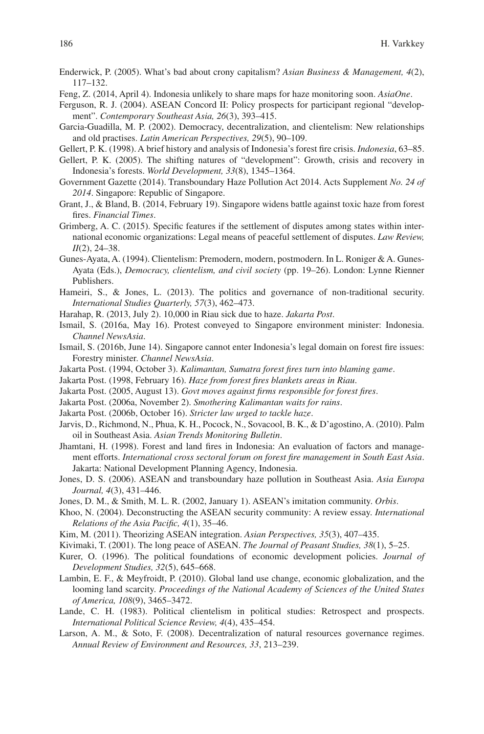Enderwick, P. (2005). What's bad about crony capitalism? *Asian Business & Management, 4*(2), 117–132.

Feng, Z. (2014, April 4). Indonesia unlikely to share maps for haze monitoring soon. *AsiaOne*.

Ferguson, R. J. (2004). ASEAN Concord II: Policy prospects for participant regional "development". *Contemporary Southeast Asia, 26*(3), 393–415.

Garcia-Guadilla, M. P. (2002). Democracy, decentralization, and clientelism: New relationships and old practises. *Latin American Perspectives, 29*(5), 90–109.

Gellert, P. K. (1998). A brief history and analysis of Indonesia's forest fire crisis. *Indonesia*, 63–85.

Gellert, P. K. (2005). The shifting natures of "development": Growth, crisis and recovery in Indonesia's forests. *World Development, 33*(8), 1345–1364.

Government Gazette (2014). Transboundary Haze Pollution Act 2014. Acts Supplement *No. 24 of 2014*. Singapore: Republic of Singapore.

Grant, J., & Bland, B. (2014, February 19). Singapore widens battle against toxic haze from forest fires. *Financial Times*.

Grimberg, A. C. (2015). Specific features if the settlement of disputes among states within international economic organizations: Legal means of peaceful settlement of disputes. *Law Review, II*(2), 24–38.

Gunes-Ayata, A. (1994). Clientelism: Premodern, modern, postmodern. In L. Roniger & A. Gunes-Ayata (Eds.), *Democracy, clientelism, and civil society* (pp. 19–26). London: Lynne Rienner Publishers.

Hameiri, S., & Jones, L. (2013). The politics and governance of non-traditional security. *International Studies Quarterly, 57*(3), 462–473.

Harahap, R. (2013, July 2). 10,000 in Riau sick due to haze. *Jakarta Post*.

Ismail, S. (2016a, May 16). Protest conveyed to Singapore environment minister: Indonesia. *Channel NewsAsia*.

Ismail, S. (2016b, June 14). Singapore cannot enter Indonesia's legal domain on forest fire issues: Forestry minister. *Channel NewsAsia*.

Jakarta Post. (1994, October 3). *Kalimantan, Sumatra forest fires turn into blaming game*.

Jakarta Post. (1998, February 16). *Haze from forest fires blankets areas in Riau*.

Jakarta Post. (2005, August 13). *Govt moves against firms responsible for forest fires*.

Jakarta Post. (2006a, November 2). *Smothering Kalimantan waits for rains*.

Jakarta Post. (2006b, October 16). *Stricter law urged to tackle haze*.

Jarvis, D., Richmond, N., Phua, K. H., Pocock, N., Sovacool, B. K., & D'agostino, A. (2010). Palm oil in Southeast Asia. *Asian Trends Monitoring Bulletin*.

Jhamtani, H. (1998). Forest and land fires in Indonesia: An evaluation of factors and management efforts. *International cross sectoral forum on forest fire management in South East Asia*. Jakarta: National Development Planning Agency, Indonesia.

Jones, D. S. (2006). ASEAN and transboundary haze pollution in Southeast Asia. *Asia Europa Journal, 4*(3), 431–446.

Jones, D. M., & Smith, M. L. R. (2002, January 1). ASEAN's imitation community. *Orbis*.

Khoo, N. (2004). Deconstructing the ASEAN security community: A review essay. *International Relations of the Asia Pacific, 4*(1), 35–46.

Kim, M. (2011). Theorizing ASEAN integration. *Asian Perspectives, 35*(3), 407–435.

Kivimaki, T. (2001). The long peace of ASEAN. *The Journal of Peasant Studies, 38*(1), 5–25.

Kurer, O. (1996). The political foundations of economic development policies. *Journal of Development Studies, 32*(5), 645–668.

Lambin, E. F., & Meyfroidt, P. (2010). Global land use change, economic globalization, and the looming land scarcity. *Proceedings of the National Academy of Sciences of the United States of America, 108*(9), 3465–3472.

Lande, C. H. (1983). Political clientelism in political studies: Retrospect and prospects. *International Political Science Review, 4*(4), 435–454.

Larson, A. M., & Soto, F. (2008). Decentralization of natural resources governance regimes. *Annual Review of Environment and Resources, 33*, 213–239.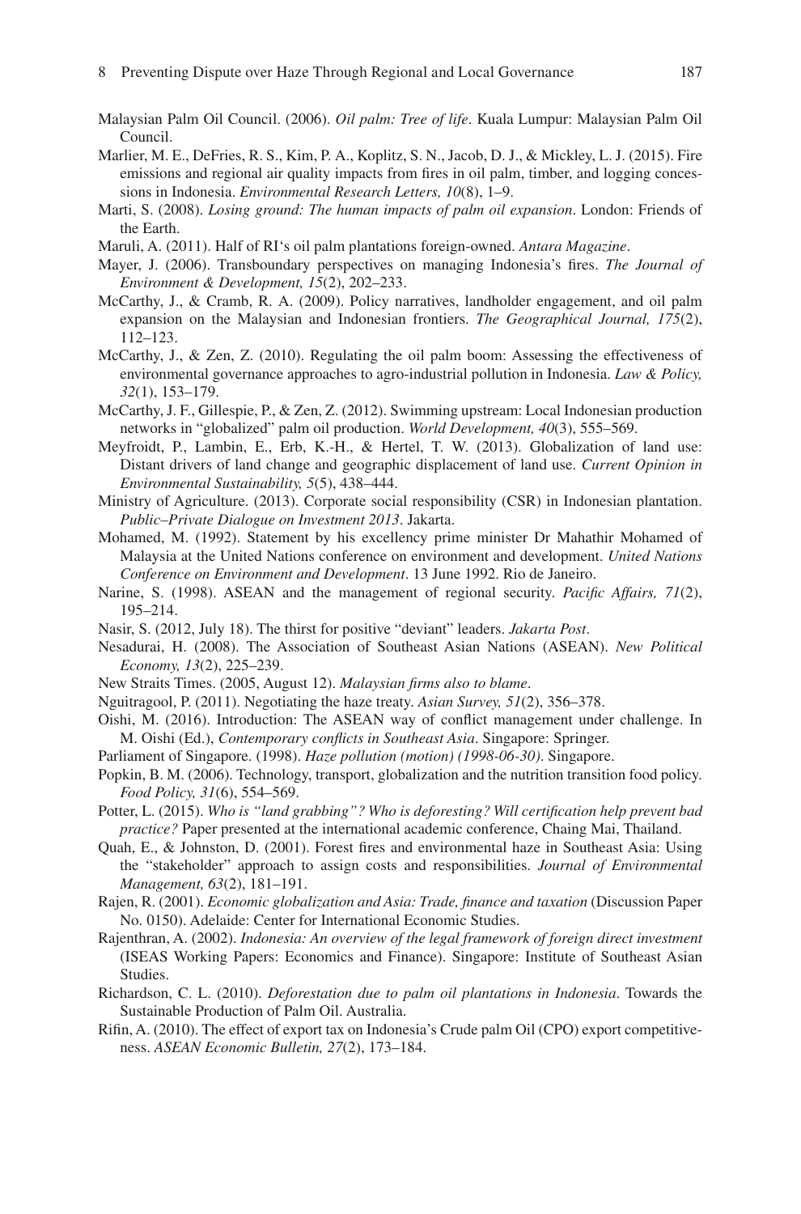Malaysian Palm Oil Council. (2006). *Oil palm: Tree of life*. Kuala Lumpur: Malaysian Palm Oil Council.

Marlier, M. E., DeFries, R. S., Kim, P. A., Koplitz, S. N., Jacob, D. J., & Mickley, L. J. (2015). Fire emissions and regional air quality impacts from fires in oil palm, timber, and logging concessions in Indonesia. *Environmental Research Letters, 10*(8), 1–9.

Marti, S. (2008). *Losing ground: The human impacts of palm oil expansion*. London: Friends of the Earth.

Maruli, A. (2011). Half of RI's oil palm plantations foreign-owned. *Antara Magazine*.

Mayer, J. (2006). Transboundary perspectives on managing Indonesia's fires. *The Journal of Environment & Development, 15*(2), 202–233.

McCarthy, J., & Cramb, R. A. (2009). Policy narratives, landholder engagement, and oil palm expansion on the Malaysian and Indonesian frontiers. *The Geographical Journal, 175*(2), 112–123.

McCarthy, J., & Zen, Z. (2010). Regulating the oil palm boom: Assessing the effectiveness of environmental governance approaches to agro-industrial pollution in Indonesia. *Law & Policy, 32*(1), 153–179.

McCarthy, J. F., Gillespie, P., & Zen, Z. (2012). Swimming upstream: Local Indonesian production networks in "globalized" palm oil production. *World Development, 40*(3), 555–569.

Meyfroidt, P., Lambin, E., Erb, K.-H., & Hertel, T. W. (2013). Globalization of land use: Distant drivers of land change and geographic displacement of land use. *Current Opinion in Environmental Sustainability, 5*(5), 438–444.

Ministry of Agriculture. (2013). Corporate social responsibility (CSR) in Indonesian plantation. *Public–Private Dialogue on Investment 2013*. Jakarta.

Mohamed, M. (1992). Statement by his excellency prime minister Dr Mahathir Mohamed of Malaysia at the United Nations conference on environment and development. *United Nations Conference on Environment and Development*. 13 June 1992. Rio de Janeiro.

Narine, S. (1998). ASEAN and the management of regional security. *Pacific Affairs, 71*(2), 195–214.

Nasir, S. (2012, July 18). The thirst for positive "deviant" leaders. *Jakarta Post*.

Nesadurai, H. (2008). The Association of Southeast Asian Nations (ASEAN). *New Political Economy, 13*(2), 225–239.

New Straits Times. (2005, August 12). *Malaysian firms also to blame*.

Nguitragool, P. (2011). Negotiating the haze treaty. *Asian Survey, 51*(2), 356–378.

Oishi, M. (2016). Introduction: The ASEAN way of conflict management under challenge. In M. Oishi (Ed.), *Contemporary conflicts in Southeast Asia*. Singapore: Springer.

Parliament of Singapore. (1998). *Haze pollution (motion) (1998-06-30)*. Singapore.

Popkin, B. M. (2006). Technology, transport, globalization and the nutrition transition food policy. *Food Policy, 31*(6), 554–569.

Potter, L. (2015). *Who is "land grabbing"? Who is deforesting? Will certification help prevent bad practice?* Paper presented at the international academic conference, Chaing Mai, Thailand.

Quah, E., & Johnston, D. (2001). Forest fires and environmental haze in Southeast Asia: Using the "stakeholder" approach to assign costs and responsibilities. *Journal of Environmental Management, 63*(2), 181–191.

Rajen, R. (2001). *Economic globalization and Asia: Trade, finance and taxation* (Discussion Paper No. 0150). Adelaide: Center for International Economic Studies.

Rajenthran, A. (2002). *Indonesia: An overview of the legal framework of foreign direct investment* (ISEAS Working Papers: Economics and Finance). Singapore: Institute of Southeast Asian Studies.

Richardson, C. L. (2010). *Deforestation due to palm oil plantations in Indonesia*. Towards the Sustainable Production of Palm Oil. Australia.

Rifin, A. (2010). The effect of export tax on Indonesia's Crude palm Oil (CPO) export competitiveness. *ASEAN Economic Bulletin, 27*(2), 173–184.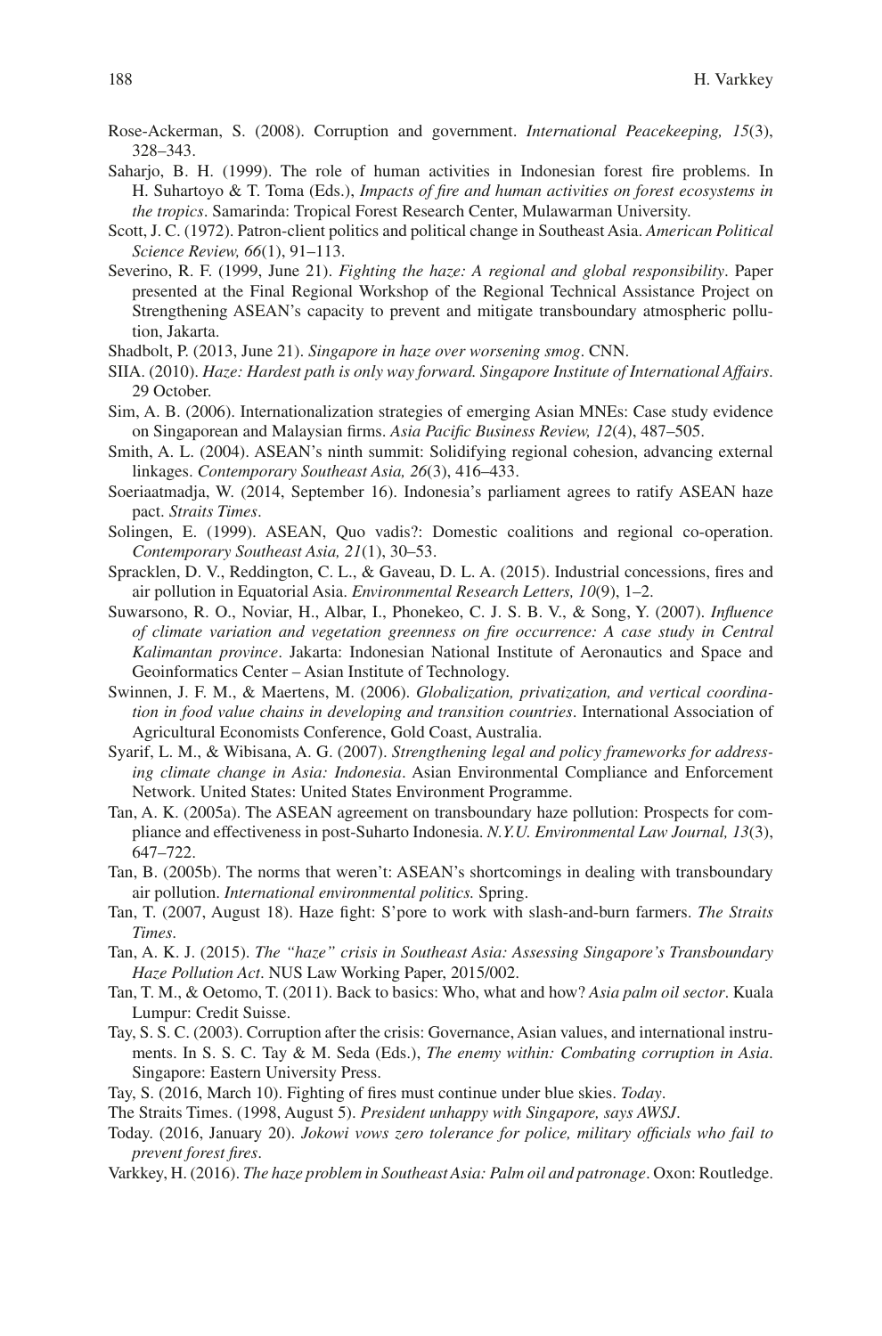Rose-Ackerman, S. (2008). Corruption and government. *International Peacekeeping, 15*(3), 328–343.

Saharjo, B. H. (1999). The role of human activities in Indonesian forest fire problems. In H. Suhartoyo & T. Toma (Eds.), *Impacts of fire and human activities on forest ecosystems in the tropics*. Samarinda: Tropical Forest Research Center, Mulawarman University.

Scott, J. C. (1972). Patron-client politics and political change in Southeast Asia. *American Political Science Review, 66*(1), 91–113.

Severino, R. F. (1999, June 21). *Fighting the haze: A regional and global responsibility*. Paper presented at the Final Regional Workshop of the Regional Technical Assistance Project on Strengthening ASEAN's capacity to prevent and mitigate transboundary atmospheric pollution, Jakarta.

Shadbolt, P. (2013, June 21). *Singapore in haze over worsening smog*. CNN.

SIIA. (2010). *Haze: Hardest path is only way forward. Singapore Institute of International Affairs*. 29 October.

Sim, A. B. (2006). Internationalization strategies of emerging Asian MNEs: Case study evidence on Singaporean and Malaysian firms. *Asia Pacific Business Review, 12*(4), 487–505.

Smith, A. L. (2004). ASEAN's ninth summit: Solidifying regional cohesion, advancing external linkages. *Contemporary Southeast Asia, 26*(3), 416–433.

Soeriaatmadja, W. (2014, September 16). Indonesia's parliament agrees to ratify ASEAN haze pact. *Straits Times*.

Solingen, E. (1999). ASEAN, Quo vadis?: Domestic coalitions and regional co-operation. *Contemporary Southeast Asia, 21*(1), 30–53.

Spracklen, D. V., Reddington, C. L., & Gaveau, D. L. A. (2015). Industrial concessions, fires and air pollution in Equatorial Asia. *Environmental Research Letters, 10*(9), 1–2.

Suwarsono, R. O., Noviar, H., Albar, I., Phonekeo, C. J. S. B. V., & Song, Y. (2007). *Influence of climate variation and vegetation greenness on fire occurrence: A case study in Central Kalimantan province*. Jakarta: Indonesian National Institute of Aeronautics and Space and Geoinformatics Center – Asian Institute of Technology.

Swinnen, J. F. M., & Maertens, M. (2006). *Globalization, privatization, and vertical coordination in food value chains in developing and transition countries*. International Association of Agricultural Economists Conference, Gold Coast, Australia.

Syarif, L. M., & Wibisana, A. G. (2007). *Strengthening legal and policy frameworks for addressing climate change in Asia: Indonesia*. Asian Environmental Compliance and Enforcement Network. United States: United States Environment Programme.

Tan, A. K. (2005a). The ASEAN agreement on transboundary haze pollution: Prospects for compliance and effectiveness in post-Suharto Indonesia. *N.Y.U. Environmental Law Journal, 13*(3), 647–722.

Tan, B. (2005b). The norms that weren't: ASEAN's shortcomings in dealing with transboundary air pollution. *International environmental politics.* Spring.

Tan, T. (2007, August 18). Haze fight: S'pore to work with slash-and-burn farmers. *The Straits Times*.

Tan, A. K. J. (2015). *The "haze" crisis in Southeast Asia: Assessing Singapore's Transboundary Haze Pollution Act*. NUS Law Working Paper, 2015/002.

Tan, T. M., & Oetomo, T. (2011). Back to basics: Who, what and how? *Asia palm oil sector*. Kuala Lumpur: Credit Suisse.

Tay, S. S. C. (2003). Corruption after the crisis: Governance, Asian values, and international instruments. In S. S. C. Tay & M. Seda (Eds.), *The enemy within: Combating corruption in Asia*. Singapore: Eastern University Press.

Tay, S. (2016, March 10). Fighting of fires must continue under blue skies. *Today*.

The Straits Times. (1998, August 5). *President unhappy with Singapore, says AWSJ*.

Today. (2016, January 20). *Jokowi vows zero tolerance for police, military officials who fail to prevent forest fires*.

Varkkey, H. (2016). *The haze problem in Southeast Asia: Palm oil and patronage*. Oxon: Routledge.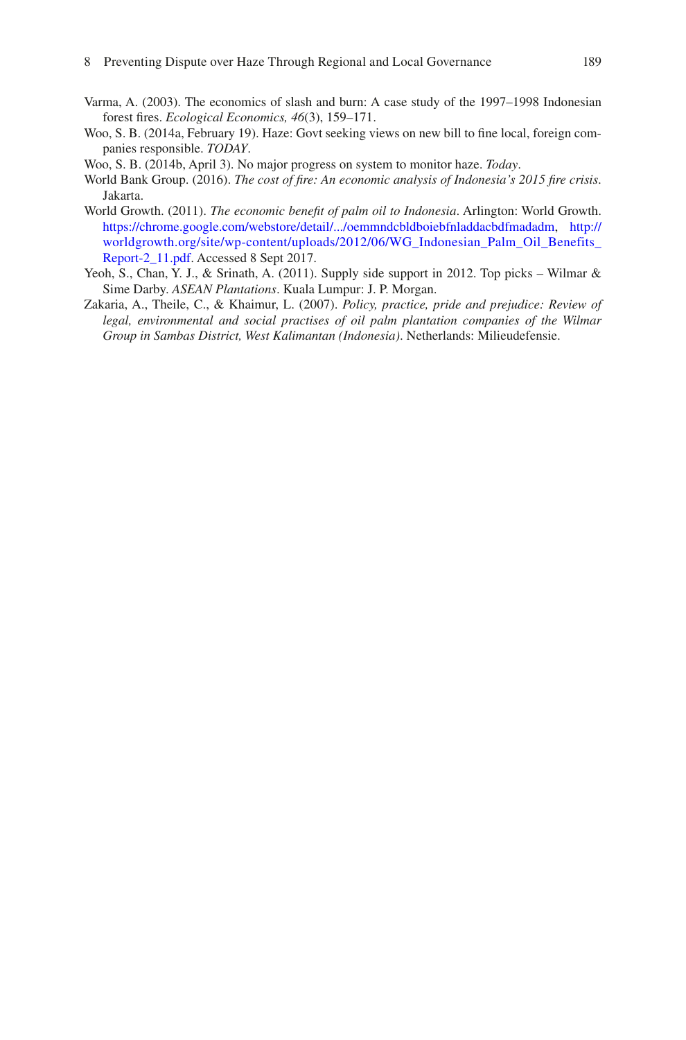Varma, A. (2003). The economics of slash and burn: A case study of the 1997–1998 Indonesian forest fires. *Ecological Economics, 46*(3), 159–171.

Woo, S. B. (2014a, February 19). Haze: Govt seeking views on new bill to fine local, foreign companies responsible. *TODAY*.

Woo, S. B. (2014b, April 3). No major progress on system to monitor haze. *Today*.

World Bank Group. (2016). *The cost of fire: An economic analysis of Indonesia's 2015 fire crisis*. Jakarta.

World Growth. (2011). *The economic benefit of palm oil to Indonesia*. Arlington: World Growth. https://chrome.google.com/webstore/detail/.../oemmndcbldboiebfnladdacbdfmadadm, http://worldgrowth.org/site/wp-content/uploads/2012/06/WG_Indonesian_Palm_Oil_Benefits_Report-2_11.pdf. Accessed 8 Sept 2017.

Yeoh, S., Chan, Y. J., & Srinath, A. (2011). Supply side support in 2012. Top picks – Wilmar & Sime Darby. *ASEAN Plantations*. Kuala Lumpur: J. P. Morgan.

Zakaria, A., Theile, C., & Khaimur, L. (2007). *Policy, practice, pride and prejudice: Review of legal, environmental and social practises of oil palm plantation companies of the Wilmar Group in Sambas District, West Kalimantan (Indonesia)*. Netherlands: Milieudefensie.